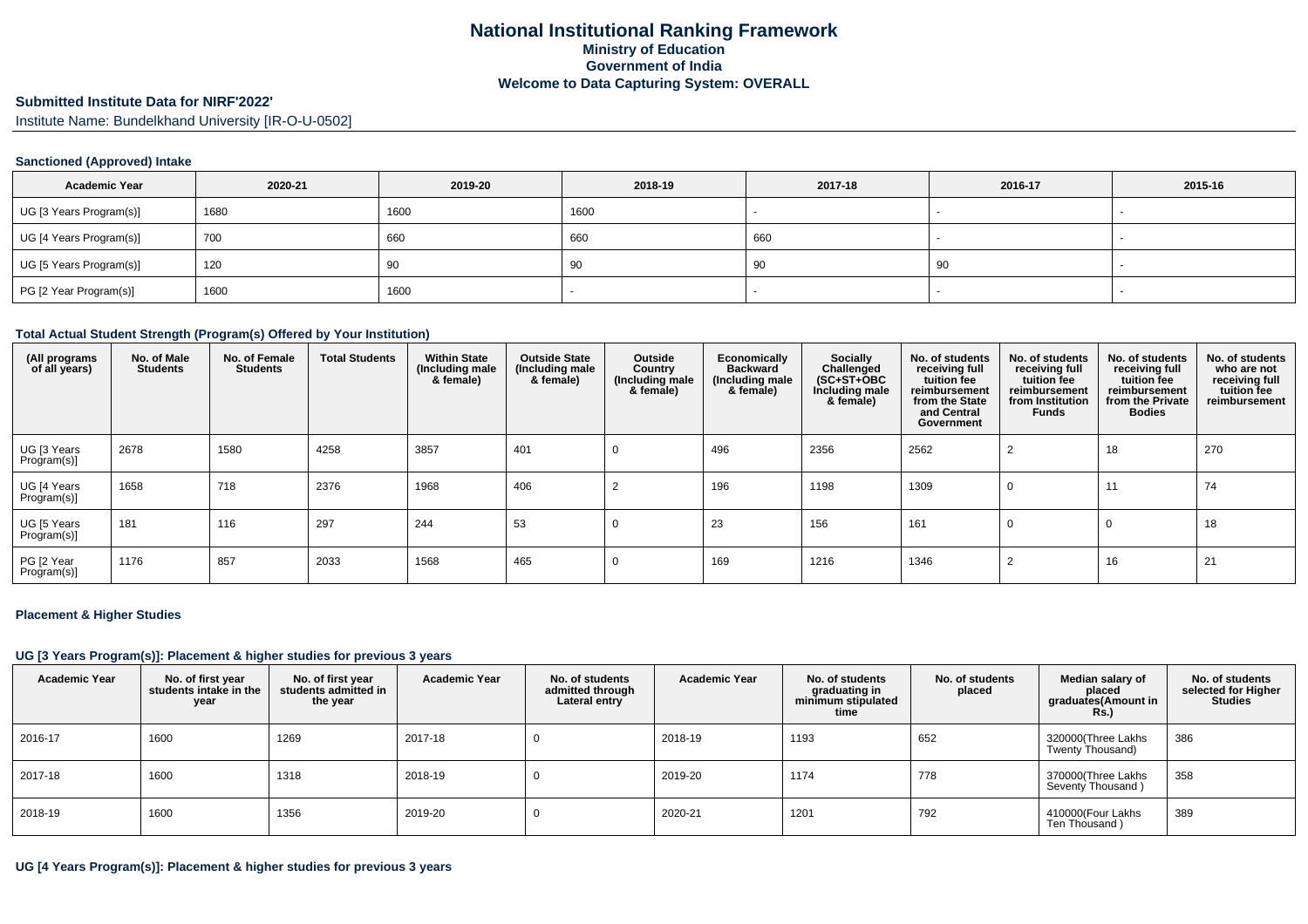# National Institutional Ranking Framework
## Ministry of Education
## Government of India
## Welcome to Data Capturing System: OVERALL

**Submitted Institute Data for NIRF'2022'**

Institute Name: Bundelkhand University [IR-O-U-0502]

### Sanctioned (Approved) Intake

| Academic Year | 2020-21 | 2019-20 | 2018-19 | 2017-18 | 2016-17 | 2015-16 |
|---|---|---|---|---|---|---|
| UG [3 Years Program(s)] | 1680 | 1600 | 1600 | - | - | - |
| UG [4 Years Program(s)] | 700 | 660 | 660 | 660 | - | - |
| UG [5 Years Program(s)] | 120 | 90 | 90 | 90 | 90 | - |
| PG [2 Year Program(s)] | 1600 | 1600 | - | - | - | - |

### Total Actual Student Strength (Program(s) Offered by Your Institution)

| (All programs of all years) | No. of Male Students | No. of Female Students | Total Students | Within State (Including male & female) | Outside State (Including male & female) | Outside Country (Including male & female) | Economically Backward (Including male & female) | Socially Challenged (SC+ST+OBC Including male & female) | No. of students receiving full tuition fee reimbursement from the State and Central Government | No. of students receiving full tuition fee reimbursement from Institution Funds | No. of students receiving full tuition fee reimbursement from the Private Bodies | No. of students who are not receiving full tuition fee reimbursement |
|---|---|---|---|---|---|---|---|---|---|---|---|---|
| UG [3 Years Program(s)] | 2678 | 1580 | 4258 | 3857 | 401 | 0 | 496 | 2356 | 2562 | 2 | 18 | 270 |
| UG [4 Years Program(s)] | 1658 | 718 | 2376 | 1968 | 406 | 2 | 196 | 1198 | 1309 | 0 | 11 | 74 |
| UG [5 Years Program(s)] | 181 | 116 | 297 | 244 | 53 | 0 | 23 | 156 | 161 | 0 | 0 | 18 |
| PG [2 Year Program(s)] | 1176 | 857 | 2033 | 1568 | 465 | 0 | 169 | 1216 | 1346 | 2 | 16 | 21 |

### Placement & Higher Studies

#### UG [3 Years Program(s)]: Placement & higher studies for previous 3 years

| Academic Year | No. of first year students intake in the year | No. of first year students admitted in the year | Academic Year | No. of students admitted through Lateral entry | Academic Year | No. of students graduating in minimum stipulated time | No. of students placed | Median salary of placed graduates(Amount in Rs.) | No. of students selected for Higher Studies |
|---|---|---|---|---|---|---|---|---|---|
| 2016-17 | 1600 | 1269 | 2017-18 | 0 | 2018-19 | 1193 | 652 | 320000(Three Lakhs Twenty Thousand) | 386 |
| 2017-18 | 1600 | 1318 | 2018-19 | 0 | 2019-20 | 1174 | 778 | 370000(Three Lakhs Seventy Thousand ) | 358 |
| 2018-19 | 1600 | 1356 | 2019-20 | 0 | 2020-21 | 1201 | 792 | 410000(Four Lakhs Ten Thousand ) | 389 |

#### UG [4 Years Program(s)]: Placement & higher studies for previous 3 years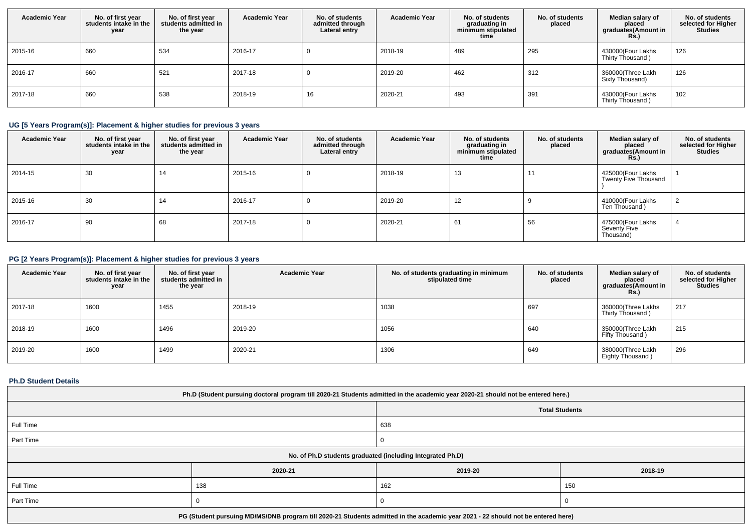| Academic Year | No. of first year students intake in the year | No. of first year students admitted in the year | Academic Year | No. of students admitted through Lateral entry | Academic Year | No. of students graduating in minimum stipulated time | No. of students placed | Median salary of placed graduates(Amount in Rs.) | No. of students selected for Higher Studies |
|---|---|---|---|---|---|---|---|---|---|
| 2015-16 | 660 | 534 | 2016-17 | 0 | 2018-19 | 489 | 295 | 430000(Four Lakhs Thirty Thousand ) | 126 |
| 2016-17 | 660 | 521 | 2017-18 | 0 | 2019-20 | 462 | 312 | 360000(Three Lakh Sixty Thousand) | 126 |
| 2017-18 | 660 | 538 | 2018-19 | 16 | 2020-21 | 493 | 391 | 430000(Four Lakhs Thirty Thousand ) | 102 |

### UG [5 Years Program(s)]: Placement & higher studies for previous 3 years

| Academic Year | No. of first year students intake in the year | No. of first year students admitted in the year | Academic Year | No. of students admitted through Lateral entry | Academic Year | No. of students graduating in minimum stipulated time | No. of students placed | Median salary of placed graduates(Amount in Rs.) | No. of students selected for Higher Studies |
|---|---|---|---|---|---|---|---|---|---|
| 2014-15 | 30 | 14 | 2015-16 | 0 | 2018-19 | 13 | 11 | 425000(Four Lakhs Twenty Five Thousand ) | 1 |
| 2015-16 | 30 | 14 | 2016-17 | 0 | 2019-20 | 12 | 9 | 410000(Four Lakhs Ten Thousand ) | 2 |
| 2016-17 | 90 | 68 | 2017-18 | 0 | 2020-21 | 61 | 56 | 475000(Four Lakhs Seventy Five Thousand) | 4 |

### PG [2 Years Program(s)]: Placement & higher studies for previous 3 years

| Academic Year | No. of first year students intake in the year | No. of first year students admitted in the year | Academic Year | No. of students graduating in minimum stipulated time | No. of students placed | Median salary of placed graduates(Amount in Rs.) | No. of students selected for Higher Studies |
|---|---|---|---|---|---|---|---|
| 2017-18 | 1600 | 1455 | 2018-19 | 1038 | 697 | 360000(Three Lakhs Thirty Thousand ) | 217 |
| 2018-19 | 1600 | 1496 | 2019-20 | 1056 | 640 | 350000(Three Lakh Fifty Thousand ) | 215 |
| 2019-20 | 1600 | 1499 | 2020-21 | 1306 | 649 | 380000(Three Lakh Eighty Thousand ) | 296 |

### Ph.D Student Details

| Ph.D (Student pursuing doctoral program till 2020-21 Students admitted in the academic year 2020-21 should not be entered here.) | |
|---|---|
| | Total Students |
| Full Time | 638 |
| Part Time | 0 |

| No. of Ph.D students graduated (including Integrated Ph.D) | | | |
|---|---|---|---|
| | 2020-21 | 2019-20 | 2018-19 |
| Full Time | 138 | 162 | 150 |
| Part Time | 0 | 0 | 0 |

PG (Student pursuing MD/MS/DNB program till 2020-21 Students admitted in the academic year 2021 - 22 should not be entered here)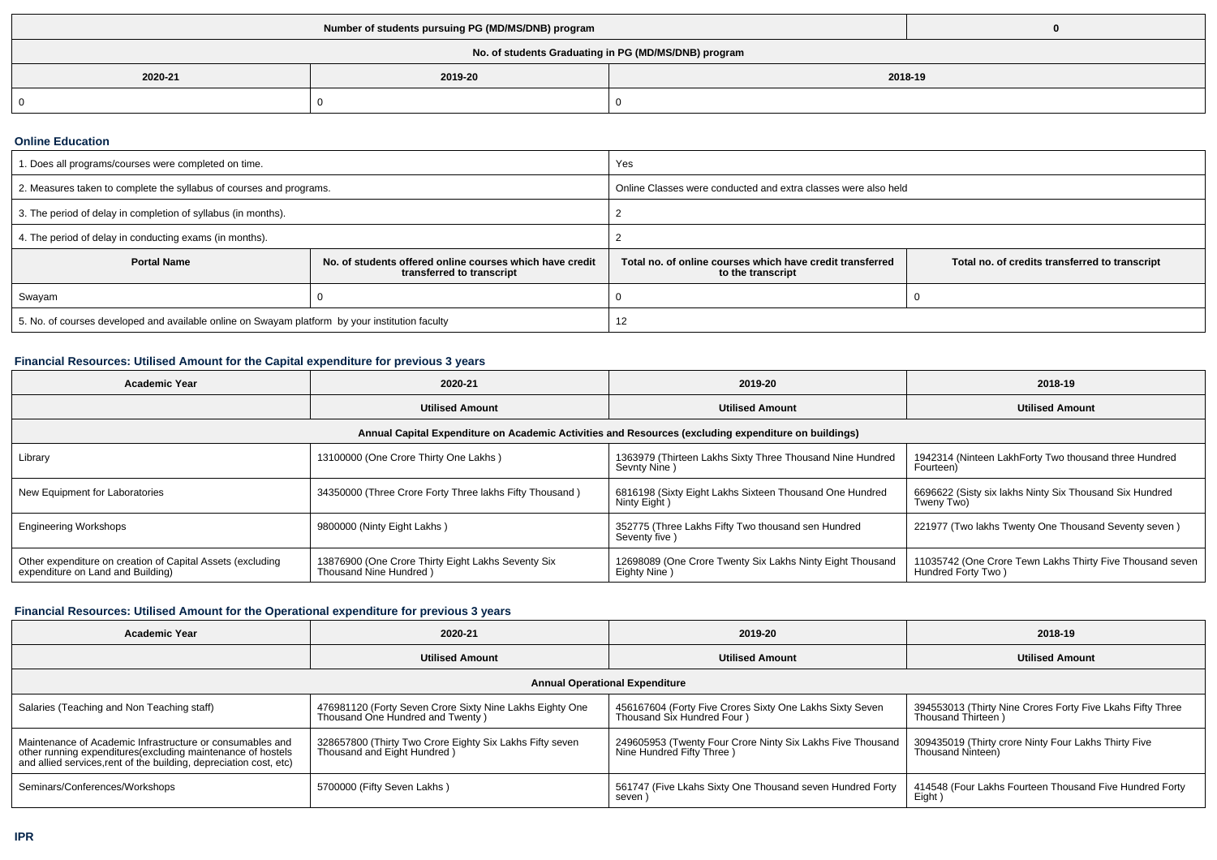| Number of students pursuing PG (MD/MS/DNB) program | | 0 |
|---|---|---|
| No. of students Graduating in PG (MD/MS/DNB) program | | |
| 2020-21 | 2019-20 | 2018-19 |
| 0 | 0 | 0 |

### Online Education

| 1. Does all programs/courses were completed on time. | | Yes | |
|---|---|---|---|
| 2. Measures taken to complete the syllabus of courses and programs. | | Online Classes were conducted and extra classes were also held | |
| 3. The period of delay in completion of syllabus (in months). | | 2 | |
| 4. The period of delay in conducting exams (in months). | | 2 | |
| **Portal Name** | **No. of students offered online courses which have credit transferred to transcript** | **Total no. of online courses which have credit transferred to the transcript** | **Total no. of credits transferred to transcript** |
| Swayam | 0 | 0 | 0 |
| 5. No. of courses developed and available online on Swayam platform by your institution faculty | | 12 | |

### Financial Resources: Utilised Amount for the Capital expenditure for previous 3 years

| Academic Year | 2020-21 | 2019-20 | 2018-19 |
|---|---|---|---|
| | **Utilised Amount** | **Utilised Amount** | **Utilised Amount** |
| **Annual Capital Expenditure on Academic Activities and Resources (excluding expenditure on buildings)** | | | |
| Library | 13100000 (One Crore Thirty One Lakhs ) | 1363979 (Thirteen Lakhs Sixty Three Thousand Nine Hundred Sevnty Nine ) | 1942314 (Ninteen LakhForty Two thousand three Hundred Fourteen) |
| New Equipment for Laboratories | 34350000 (Three Crore Forty Three lakhs Fifty Thousand ) | 6816198 (Sixty Eight Lakhs Sixteen Thousand One Hundred Ninty Eight ) | 6696622 (Sisty six lakhs Ninty Six Thousand Six Hundred Tweny Two) |
| Engineering Workshops | 9800000 (Ninty Eight Lakhs ) | 352775 (Three Lakhs Fifty Two thousand sen Hundred Seventy five ) | 221977 (Two lakhs Twenty One Thousand Seventy seven ) |
| Other expenditure on creation of Capital Assets (excluding expenditure on Land and Building) | 13876900 (One Crore Thirty Eight Lakhs Seventy Six Thousand Nine Hundred ) | 12698089 (One Crore Twenty Six Lakhs Ninty Eight Thousand Eighty Nine ) | 11035742 (One Crore Tewn Lakhs Thirty Five Thousand seven Hundred Forty Two ) |

### Financial Resources: Utilised Amount for the Operational expenditure for previous 3 years

| Academic Year | 2020-21 | 2019-20 | 2018-19 |
|---|---|---|---|
| | **Utilised Amount** | **Utilised Amount** | **Utilised Amount** |
| **Annual Operational Expenditure** | | | |
| Salaries (Teaching and Non Teaching staff) | 476981120 (Forty Seven Crore Sixty Nine Lakhs Eighty One Thousand One Hundred and Twenty ) | 456167604 (Forty Five Crores Sixty One Lakhs Sixty Seven Thousand Six Hundred Four ) | 394553013 (Thirty Nine Crores Forty Five Lkahs Fifty Three Thousand Thirteen ) |
| Maintenance of Academic Infrastructure or consumables and other running expenditures(excluding maintenance of hostels and allied services,rent of the building, depreciation cost, etc) | 328657800 (Thirty Two Crore Eighty Six Lakhs Fifty seven Thousand and Eight Hundred ) | 249605953 (Twenty Four Crore Ninty Six Lakhs Five Thousand Nine Hundred Fifty Three ) | 309435019 (Thirty crore Ninty Four Lakhs Thirty Five Thousand Ninteen) |
| Seminars/Conferences/Workshops | 5700000 (Fifty Seven Lakhs ) | 561747 (Five Lkahs Sixty One Thousand seven Hundred Forty seven ) | 414548 (Four Lakhs Fourteen Thousand Five Hundred Forty Eight ) |

### IPR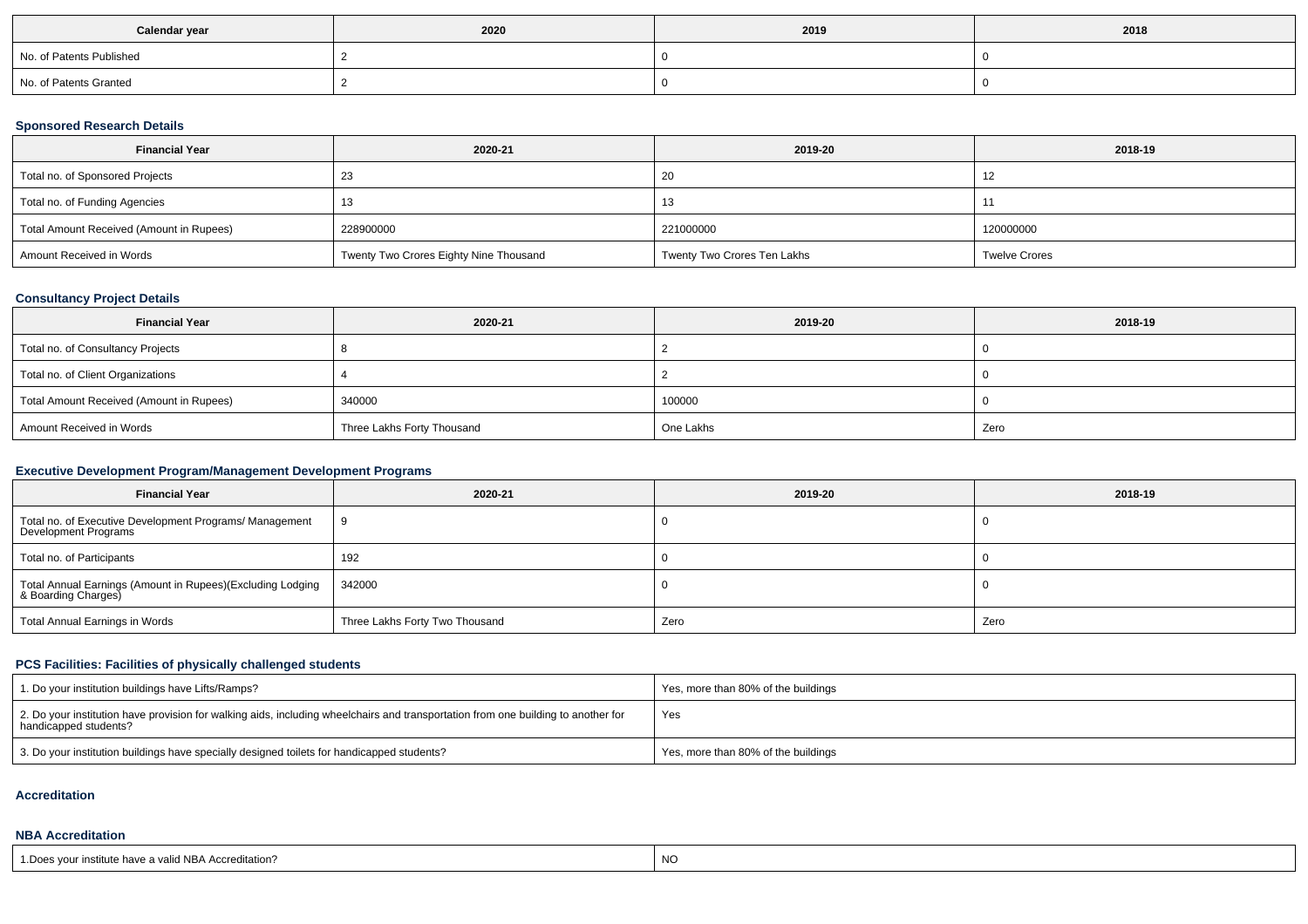| Calendar year | 2020 | 2019 | 2018 |
|---|---|---|---|
| No. of Patents Published | 2 | 0 | 0 |
| No. of Patents Granted | 2 | 0 | 0 |

### Sponsored Research Details

| Financial Year | 2020-21 | 2019-20 | 2018-19 |
|---|---|---|---|
| Total no. of Sponsored Projects | 23 | 20 | 12 |
| Total no. of Funding Agencies | 13 | 13 | 11 |
| Total Amount Received (Amount in Rupees) | 228900000 | 221000000 | 120000000 |
| Amount Received in Words | Twenty Two Crores Eighty Nine Thousand | Twenty Two Crores Ten Lakhs | Twelve Crores |

### Consultancy Project Details

| Financial Year | 2020-21 | 2019-20 | 2018-19 |
|---|---|---|---|
| Total no. of Consultancy Projects | 8 | 2 | 0 |
| Total no. of Client Organizations | 4 | 2 | 0 |
| Total Amount Received (Amount in Rupees) | 340000 | 100000 | 0 |
| Amount Received in Words | Three Lakhs Forty Thousand | One Lakhs | Zero |

### Executive Development Program/Management Development Programs

| Financial Year | 2020-21 | 2019-20 | 2018-19 |
|---|---|---|---|
| Total no. of Executive Development Programs/ Management Development Programs | 9 | 0 | 0 |
| Total no. of Participants | 192 | 0 | 0 |
| Total Annual Earnings (Amount in Rupees)(Excluding Lodging & Boarding Charges) | 342000 | 0 | 0 |
| Total Annual Earnings in Words | Three Lakhs Forty Two Thousand | Zero | Zero |

### PCS Facilities: Facilities of physically challenged students

| | |
|---|---|
| 1. Do your institution buildings have Lifts/Ramps? | Yes, more than 80% of the buildings |
| 2. Do your institution have provision for walking aids, including wheelchairs and transportation from one building to another for handicapped students? | Yes |
| 3. Do your institution buildings have specially designed toilets for handicapped students? | Yes, more than 80% of the buildings |

### Accreditation

### NBA Accreditation

| | |
|---|---|
| 1.Does your institute have a valid NBA Accreditation? | NO |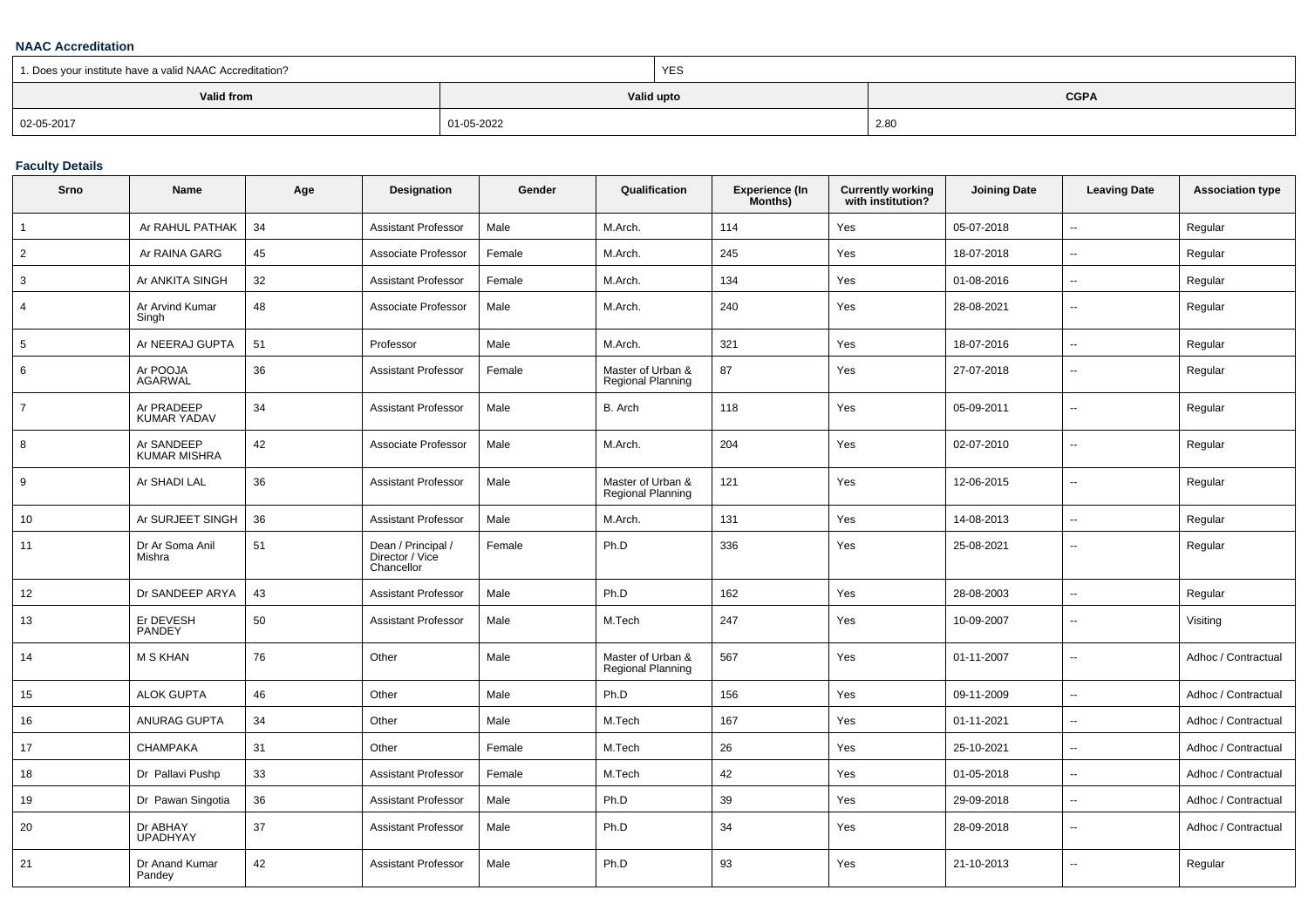### NAAC Accreditation

| 1. Does your institute have a valid NAAC Accreditation? | | YES |
|---|---|---|
| **Valid from** | **Valid upto** | **CGPA** |
| 02-05-2017 | 01-05-2022 | 2.80 |

### Faculty Details

| Srno | Name | Age | Designation | Gender | Qualification | Experience (In Months) | Currently working with institution? | Joining Date | Leaving Date | Association type |
|---|---|---|---|---|---|---|---|---|---|---|
| 1 | Ar RAHUL PATHAK | 34 | Assistant Professor | Male | M.Arch. | 114 | Yes | 05-07-2018 | -- | Regular |
| 2 | Ar RAINA GARG | 45 | Associate Professor | Female | M.Arch. | 245 | Yes | 18-07-2018 | -- | Regular |
| 3 | Ar ANKITA SINGH | 32 | Assistant Professor | Female | M.Arch. | 134 | Yes | 01-08-2016 | -- | Regular |
| 4 | Ar Arvind Kumar Singh | 48 | Associate Professor | Male | M.Arch. | 240 | Yes | 28-08-2021 | -- | Regular |
| 5 | Ar NEERAJ GUPTA | 51 | Professor | Male | M.Arch. | 321 | Yes | 18-07-2016 | -- | Regular |
| 6 | Ar POOJA AGARWAL | 36 | Assistant Professor | Female | Master of Urban & Regional Planning | 87 | Yes | 27-07-2018 | -- | Regular |
| 7 | Ar PRADEEP KUMAR YADAV | 34 | Assistant Professor | Male | B. Arch | 118 | Yes | 05-09-2011 | -- | Regular |
| 8 | Ar SANDEEP KUMAR MISHRA | 42 | Associate Professor | Male | M.Arch. | 204 | Yes | 02-07-2010 | -- | Regular |
| 9 | Ar SHADI LAL | 36 | Assistant Professor | Male | Master of Urban & Regional Planning | 121 | Yes | 12-06-2015 | -- | Regular |
| 10 | Ar SURJEET SINGH | 36 | Assistant Professor | Male | M.Arch. | 131 | Yes | 14-08-2013 | -- | Regular |
| 11 | Dr Ar Soma Anil Mishra | 51 | Dean / Principal / Director / Vice Chancellor | Female | Ph.D | 336 | Yes | 25-08-2021 | -- | Regular |
| 12 | Dr SANDEEP ARYA | 43 | Assistant Professor | Male | Ph.D | 162 | Yes | 28-08-2003 | -- | Regular |
| 13 | Er DEVESH PANDEY | 50 | Assistant Professor | Male | M.Tech | 247 | Yes | 10-09-2007 | -- | Visiting |
| 14 | M S KHAN | 76 | Other | Male | Master of Urban & Regional Planning | 567 | Yes | 01-11-2007 | -- | Adhoc / Contractual |
| 15 | ALOK GUPTA | 46 | Other | Male | Ph.D | 156 | Yes | 09-11-2009 | -- | Adhoc / Contractual |
| 16 | ANURAG GUPTA | 34 | Other | Male | M.Tech | 167 | Yes | 01-11-2021 | -- | Adhoc / Contractual |
| 17 | CHAMPAKA | 31 | Other | Female | M.Tech | 26 | Yes | 25-10-2021 | -- | Adhoc / Contractual |
| 18 | Dr Pallavi Pushp | 33 | Assistant Professor | Female | M.Tech | 42 | Yes | 01-05-2018 | -- | Adhoc / Contractual |
| 19 | Dr Pawan Singotia | 36 | Assistant Professor | Male | Ph.D | 39 | Yes | 29-09-2018 | -- | Adhoc / Contractual |
| 20 | Dr ABHAY UPADHYAY | 37 | Assistant Professor | Male | Ph.D | 34 | Yes | 28-09-2018 | -- | Adhoc / Contractual |
| 21 | Dr Anand Kumar Pandey | 42 | Assistant Professor | Male | Ph.D | 93 | Yes | 21-10-2013 | -- | Regular |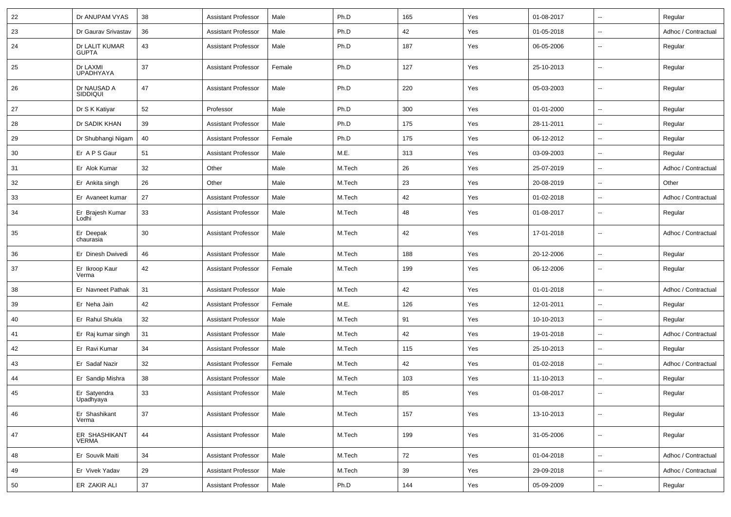| 22 | Dr ANUPAM VYAS | 38 | Assistant Professor | Male | Ph.D | 165 | Yes | 01-08-2017 | -- | Regular |
|---|---|---|---|---|---|---|---|---|---|---|
| 23 | Dr Gaurav Srivastav | 36 | Assistant Professor | Male | Ph.D | 42 | Yes | 01-05-2018 | -- | Adhoc / Contractual |
| 24 | Dr LALIT KUMAR GUPTA | 43 | Assistant Professor | Male | Ph.D | 187 | Yes | 06-05-2006 | -- | Regular |
| 25 | Dr LAXMI UPADHYAYA | 37 | Assistant Professor | Female | Ph.D | 127 | Yes | 25-10-2013 | -- | Regular |
| 26 | Dr NAUSAD A SIDDIQUI | 47 | Assistant Professor | Male | Ph.D | 220 | Yes | 05-03-2003 | -- | Regular |
| 27 | Dr S K Katiyar | 52 | Professor | Male | Ph.D | 300 | Yes | 01-01-2000 | -- | Regular |
| 28 | Dr SADIK KHAN | 39 | Assistant Professor | Male | Ph.D | 175 | Yes | 28-11-2011 | -- | Regular |
| 29 | Dr Shubhangi Nigam | 40 | Assistant Professor | Female | Ph.D | 175 | Yes | 06-12-2012 | -- | Regular |
| 30 | Er A P S Gaur | 51 | Assistant Professor | Male | M.E. | 313 | Yes | 03-09-2003 | -- | Regular |
| 31 | Er Alok Kumar | 32 | Other | Male | M.Tech | 26 | Yes | 25-07-2019 | -- | Adhoc / Contractual |
| 32 | Er Ankita singh | 26 | Other | Male | M.Tech | 23 | Yes | 20-08-2019 | -- | Other |
| 33 | Er Avaneet kumar | 27 | Assistant Professor | Male | M.Tech | 42 | Yes | 01-02-2018 | -- | Adhoc / Contractual |
| 34 | Er Brajesh Kumar Lodhi | 33 | Assistant Professor | Male | M.Tech | 48 | Yes | 01-08-2017 | -- | Regular |
| 35 | Er Deepak chaurasia | 30 | Assistant Professor | Male | M.Tech | 42 | Yes | 17-01-2018 | -- | Adhoc / Contractual |
| 36 | Er Dinesh Dwivedi | 46 | Assistant Professor | Male | M.Tech | 188 | Yes | 20-12-2006 | -- | Regular |
| 37 | Er Ikroop Kaur Verma | 42 | Assistant Professor | Female | M.Tech | 199 | Yes | 06-12-2006 | -- | Regular |
| 38 | Er Navneet Pathak | 31 | Assistant Professor | Male | M.Tech | 42 | Yes | 01-01-2018 | -- | Adhoc / Contractual |
| 39 | Er Neha Jain | 42 | Assistant Professor | Female | M.E. | 126 | Yes | 12-01-2011 | -- | Regular |
| 40 | Er Rahul Shukla | 32 | Assistant Professor | Male | M.Tech | 91 | Yes | 10-10-2013 | -- | Regular |
| 41 | Er Raj kumar singh | 31 | Assistant Professor | Male | M.Tech | 42 | Yes | 19-01-2018 | -- | Adhoc / Contractual |
| 42 | Er Ravi Kumar | 34 | Assistant Professor | Male | M.Tech | 115 | Yes | 25-10-2013 | -- | Regular |
| 43 | Er Sadaf Nazir | 32 | Assistant Professor | Female | M.Tech | 42 | Yes | 01-02-2018 | -- | Adhoc / Contractual |
| 44 | Er Sandip Mishra | 38 | Assistant Professor | Male | M.Tech | 103 | Yes | 11-10-2013 | -- | Regular |
| 45 | Er Satyendra Upadhyaya | 33 | Assistant Professor | Male | M.Tech | 85 | Yes | 01-08-2017 | -- | Regular |
| 46 | Er Shashikant Verma | 37 | Assistant Professor | Male | M.Tech | 157 | Yes | 13-10-2013 | -- | Regular |
| 47 | ER SHASHIKANT VERMA | 44 | Assistant Professor | Male | M.Tech | 199 | Yes | 31-05-2006 | -- | Regular |
| 48 | Er Souvik Maiti | 34 | Assistant Professor | Male | M.Tech | 72 | Yes | 01-04-2018 | -- | Adhoc / Contractual |
| 49 | Er Vivek Yadav | 29 | Assistant Professor | Male | M.Tech | 39 | Yes | 29-09-2018 | -- | Adhoc / Contractual |
| 50 | ER ZAKIR ALI | 37 | Assistant Professor | Male | Ph.D | 144 | Yes | 05-09-2009 | -- | Regular |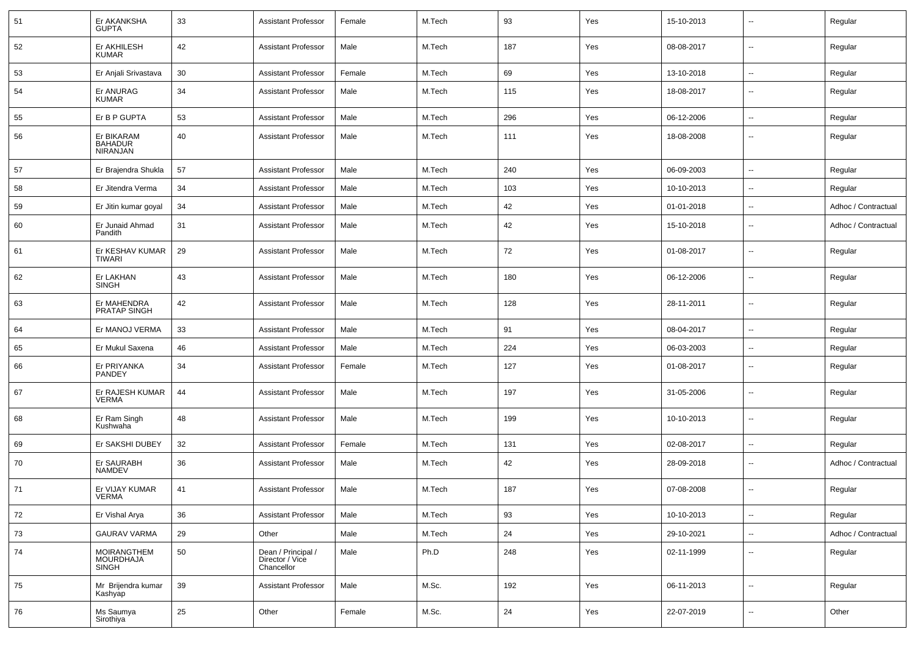| 51 | Er AKANKSHA GUPTA | 33 | Assistant Professor | Female | M.Tech | 93 | Yes | 15-10-2013 | -- | Regular |
|---|---|---|---|---|---|---|---|---|---|---|
| 52 | Er AKHILESH KUMAR | 42 | Assistant Professor | Male | M.Tech | 187 | Yes | 08-08-2017 | -- | Regular |
| 53 | Er Anjali Srivastava | 30 | Assistant Professor | Female | M.Tech | 69 | Yes | 13-10-2018 | -- | Regular |
| 54 | Er ANURAG KUMAR | 34 | Assistant Professor | Male | M.Tech | 115 | Yes | 18-08-2017 | -- | Regular |
| 55 | Er B P GUPTA | 53 | Assistant Professor | Male | M.Tech | 296 | Yes | 06-12-2006 | -- | Regular |
| 56 | Er BIKARAM BAHADUR NIRANJAN | 40 | Assistant Professor | Male | M.Tech | 111 | Yes | 18-08-2008 | -- | Regular |
| 57 | Er Brajendra Shukla | 57 | Assistant Professor | Male | M.Tech | 240 | Yes | 06-09-2003 | -- | Regular |
| 58 | Er Jitendra Verma | 34 | Assistant Professor | Male | M.Tech | 103 | Yes | 10-10-2013 | -- | Regular |
| 59 | Er Jitin kumar goyal | 34 | Assistant Professor | Male | M.Tech | 42 | Yes | 01-01-2018 | -- | Adhoc / Contractual |
| 60 | Er Junaid Ahmad Pandith | 31 | Assistant Professor | Male | M.Tech | 42 | Yes | 15-10-2018 | -- | Adhoc / Contractual |
| 61 | Er KESHAV KUMAR TIWARI | 29 | Assistant Professor | Male | M.Tech | 72 | Yes | 01-08-2017 | -- | Regular |
| 62 | Er LAKHAN SINGH | 43 | Assistant Professor | Male | M.Tech | 180 | Yes | 06-12-2006 | -- | Regular |
| 63 | Er MAHENDRA PRATAP SINGH | 42 | Assistant Professor | Male | M.Tech | 128 | Yes | 28-11-2011 | -- | Regular |
| 64 | Er MANOJ VERMA | 33 | Assistant Professor | Male | M.Tech | 91 | Yes | 08-04-2017 | -- | Regular |
| 65 | Er Mukul Saxena | 46 | Assistant Professor | Male | M.Tech | 224 | Yes | 06-03-2003 | -- | Regular |
| 66 | Er PRIYANKA PANDEY | 34 | Assistant Professor | Female | M.Tech | 127 | Yes | 01-08-2017 | -- | Regular |
| 67 | Er RAJESH KUMAR VERMA | 44 | Assistant Professor | Male | M.Tech | 197 | Yes | 31-05-2006 | -- | Regular |
| 68 | Er Ram Singh Kushwaha | 48 | Assistant Professor | Male | M.Tech | 199 | Yes | 10-10-2013 | -- | Regular |
| 69 | Er SAKSHI DUBEY | 32 | Assistant Professor | Female | M.Tech | 131 | Yes | 02-08-2017 | -- | Regular |
| 70 | Er SAURABH NAMDEV | 36 | Assistant Professor | Male | M.Tech | 42 | Yes | 28-09-2018 | -- | Adhoc / Contractual |
| 71 | Er VIJAY KUMAR VERMA | 41 | Assistant Professor | Male | M.Tech | 187 | Yes | 07-08-2008 | -- | Regular |
| 72 | Er Vishal Arya | 36 | Assistant Professor | Male | M.Tech | 93 | Yes | 10-10-2013 | -- | Regular |
| 73 | GAURAV VARMA | 29 | Other | Male | M.Tech | 24 | Yes | 29-10-2021 | -- | Adhoc / Contractual |
| 74 | MOIRANGTHEM MOURDHAJA SINGH | 50 | Dean / Principal / Director / Vice Chancellor | Male | Ph.D | 248 | Yes | 02-11-1999 | -- | Regular |
| 75 | Mr Brijendra kumar Kashyap | 39 | Assistant Professor | Male | M.Sc. | 192 | Yes | 06-11-2013 | -- | Regular |
| 76 | Ms Saumya Sirothiya | 25 | Other | Female | M.Sc. | 24 | Yes | 22-07-2019 | -- | Other |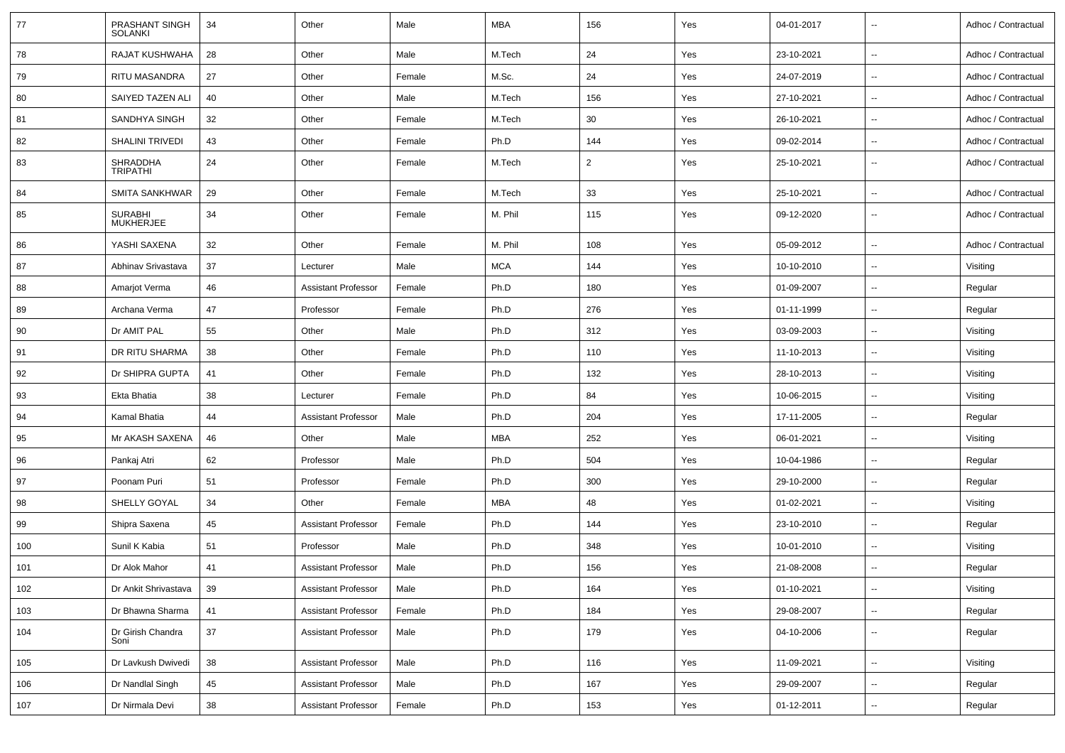| 77 | PRASHANT SINGH SOLANKI | 34 | Other | Male | MBA | 156 | Yes | 04-01-2017 | -- | Adhoc / Contractual |
|---|---|---|---|---|---|---|---|---|---|---|
| 78 | RAJAT KUSHWAHA | 28 | Other | Male | M.Tech | 24 | Yes | 23-10-2021 | -- | Adhoc / Contractual |
| 79 | RITU MASANDRA | 27 | Other | Female | M.Sc. | 24 | Yes | 24-07-2019 | -- | Adhoc / Contractual |
| 80 | SAIYED TAZEN ALI | 40 | Other | Male | M.Tech | 156 | Yes | 27-10-2021 | -- | Adhoc / Contractual |
| 81 | SANDHYA SINGH | 32 | Other | Female | M.Tech | 30 | Yes | 26-10-2021 | -- | Adhoc / Contractual |
| 82 | SHALINI TRIVEDI | 43 | Other | Female | Ph.D | 144 | Yes | 09-02-2014 | -- | Adhoc / Contractual |
| 83 | SHRADDHA TRIPATHI | 24 | Other | Female | M.Tech | 2 | Yes | 25-10-2021 | -- | Adhoc / Contractual |
| 84 | SMITA SANKHWAR | 29 | Other | Female | M.Tech | 33 | Yes | 25-10-2021 | -- | Adhoc / Contractual |
| 85 | SURABHI MUKHERJEE | 34 | Other | Female | M. Phil | 115 | Yes | 09-12-2020 | -- | Adhoc / Contractual |
| 86 | YASHI SAXENA | 32 | Other | Female | M. Phil | 108 | Yes | 05-09-2012 | -- | Adhoc / Contractual |
| 87 | Abhinav Srivastava | 37 | Lecturer | Male | MCA | 144 | Yes | 10-10-2010 | -- | Visiting |
| 88 | Amarjot Verma | 46 | Assistant Professor | Female | Ph.D | 180 | Yes | 01-09-2007 | -- | Regular |
| 89 | Archana Verma | 47 | Professor | Female | Ph.D | 276 | Yes | 01-11-1999 | -- | Regular |
| 90 | Dr AMIT PAL | 55 | Other | Male | Ph.D | 312 | Yes | 03-09-2003 | -- | Visiting |
| 91 | DR RITU SHARMA | 38 | Other | Female | Ph.D | 110 | Yes | 11-10-2013 | -- | Visiting |
| 92 | Dr SHIPRA GUPTA | 41 | Other | Female | Ph.D | 132 | Yes | 28-10-2013 | -- | Visiting |
| 93 | Ekta Bhatia | 38 | Lecturer | Female | Ph.D | 84 | Yes | 10-06-2015 | -- | Visiting |
| 94 | Kamal Bhatia | 44 | Assistant Professor | Male | Ph.D | 204 | Yes | 17-11-2005 | -- | Regular |
| 95 | Mr AKASH SAXENA | 46 | Other | Male | MBA | 252 | Yes | 06-01-2021 | -- | Visiting |
| 96 | Pankaj Atri | 62 | Professor | Male | Ph.D | 504 | Yes | 10-04-1986 | -- | Regular |
| 97 | Poonam Puri | 51 | Professor | Female | Ph.D | 300 | Yes | 29-10-2000 | -- | Regular |
| 98 | SHELLY GOYAL | 34 | Other | Female | MBA | 48 | Yes | 01-02-2021 | -- | Visiting |
| 99 | Shipra Saxena | 45 | Assistant Professor | Female | Ph.D | 144 | Yes | 23-10-2010 | -- | Regular |
| 100 | Sunil K Kabia | 51 | Professor | Male | Ph.D | 348 | Yes | 10-01-2010 | -- | Visiting |
| 101 | Dr Alok Mahor | 41 | Assistant Professor | Male | Ph.D | 156 | Yes | 21-08-2008 | -- | Regular |
| 102 | Dr Ankit Shrivastava | 39 | Assistant Professor | Male | Ph.D | 164 | Yes | 01-10-2021 | -- | Visiting |
| 103 | Dr Bhawna Sharma | 41 | Assistant Professor | Female | Ph.D | 184 | Yes | 29-08-2007 | -- | Regular |
| 104 | Dr Girish Chandra Soni | 37 | Assistant Professor | Male | Ph.D | 179 | Yes | 04-10-2006 | -- | Regular |
| 105 | Dr Lavkush Dwivedi | 38 | Assistant Professor | Male | Ph.D | 116 | Yes | 11-09-2021 | -- | Visiting |
| 106 | Dr Nandlal Singh | 45 | Assistant Professor | Male | Ph.D | 167 | Yes | 29-09-2007 | -- | Regular |
| 107 | Dr Nirmala Devi | 38 | Assistant Professor | Female | Ph.D | 153 | Yes | 01-12-2011 | -- | Regular |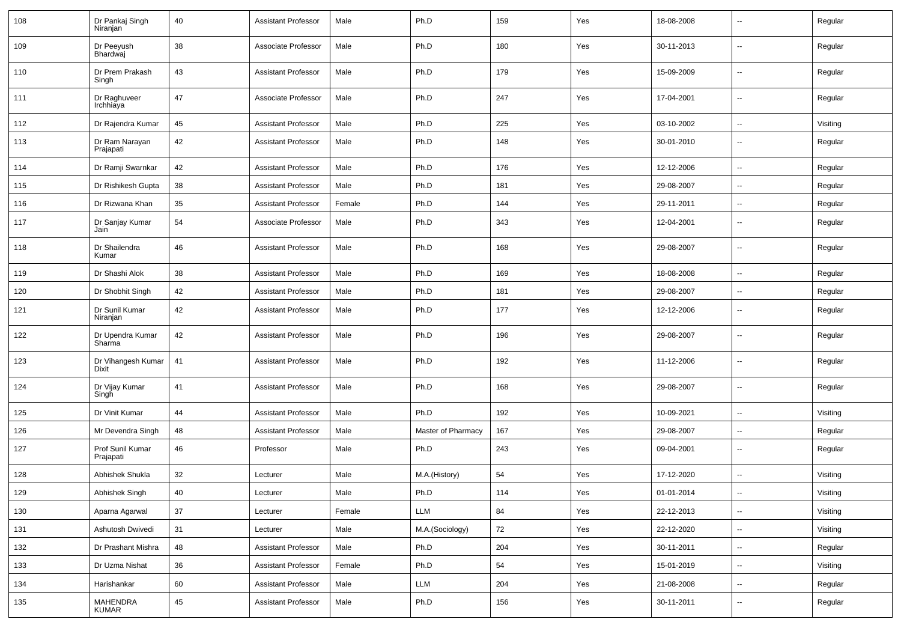| 108 | Dr Pankaj Singh Niranjan | 40 | Assistant Professor | Male | Ph.D | 159 | Yes | 18-08-2008 | -- | Regular |
|---|---|---|---|---|---|---|---|---|---|---|
| 109 | Dr Peeyush Bhardwaj | 38 | Associate Professor | Male | Ph.D | 180 | Yes | 30-11-2013 | -- | Regular |
| 110 | Dr Prem Prakash Singh | 43 | Assistant Professor | Male | Ph.D | 179 | Yes | 15-09-2009 | -- | Regular |
| 111 | Dr Raghuveer Irchhiaya | 47 | Associate Professor | Male | Ph.D | 247 | Yes | 17-04-2001 | -- | Regular |
| 112 | Dr Rajendra Kumar | 45 | Assistant Professor | Male | Ph.D | 225 | Yes | 03-10-2002 | -- | Visiting |
| 113 | Dr Ram Narayan Prajapati | 42 | Assistant Professor | Male | Ph.D | 148 | Yes | 30-01-2010 | -- | Regular |
| 114 | Dr Ramji Swarnkar | 42 | Assistant Professor | Male | Ph.D | 176 | Yes | 12-12-2006 | -- | Regular |
| 115 | Dr Rishikesh Gupta | 38 | Assistant Professor | Male | Ph.D | 181 | Yes | 29-08-2007 | -- | Regular |
| 116 | Dr Rizwana Khan | 35 | Assistant Professor | Female | Ph.D | 144 | Yes | 29-11-2011 | -- | Regular |
| 117 | Dr Sanjay Kumar Jain | 54 | Associate Professor | Male | Ph.D | 343 | Yes | 12-04-2001 | -- | Regular |
| 118 | Dr Shailendra Kumar | 46 | Assistant Professor | Male | Ph.D | 168 | Yes | 29-08-2007 | -- | Regular |
| 119 | Dr Shashi Alok | 38 | Assistant Professor | Male | Ph.D | 169 | Yes | 18-08-2008 | -- | Regular |
| 120 | Dr Shobhit Singh | 42 | Assistant Professor | Male | Ph.D | 181 | Yes | 29-08-2007 | -- | Regular |
| 121 | Dr Sunil Kumar Niranjan | 42 | Assistant Professor | Male | Ph.D | 177 | Yes | 12-12-2006 | -- | Regular |
| 122 | Dr Upendra Kumar Sharma | 42 | Assistant Professor | Male | Ph.D | 196 | Yes | 29-08-2007 | -- | Regular |
| 123 | Dr Vihangesh Kumar Dixit | 41 | Assistant Professor | Male | Ph.D | 192 | Yes | 11-12-2006 | -- | Regular |
| 124 | Dr Vijay Kumar Singh | 41 | Assistant Professor | Male | Ph.D | 168 | Yes | 29-08-2007 | -- | Regular |
| 125 | Dr Vinit Kumar | 44 | Assistant Professor | Male | Ph.D | 192 | Yes | 10-09-2021 | -- | Visiting |
| 126 | Mr Devendra Singh | 48 | Assistant Professor | Male | Master of Pharmacy | 167 | Yes | 29-08-2007 | -- | Regular |
| 127 | Prof Sunil Kumar Prajapati | 46 | Professor | Male | Ph.D | 243 | Yes | 09-04-2001 | -- | Regular |
| 128 | Abhishek Shukla | 32 | Lecturer | Male | M.A.(History) | 54 | Yes | 17-12-2020 | -- | Visiting |
| 129 | Abhishek Singh | 40 | Lecturer | Male | Ph.D | 114 | Yes | 01-01-2014 | -- | Visiting |
| 130 | Aparna Agarwal | 37 | Lecturer | Female | LLM | 84 | Yes | 22-12-2013 | -- | Visiting |
| 131 | Ashutosh Dwivedi | 31 | Lecturer | Male | M.A.(Sociology) | 72 | Yes | 22-12-2020 | -- | Visiting |
| 132 | Dr Prashant Mishra | 48 | Assistant Professor | Male | Ph.D | 204 | Yes | 30-11-2011 | -- | Regular |
| 133 | Dr Uzma Nishat | 36 | Assistant Professor | Female | Ph.D | 54 | Yes | 15-01-2019 | -- | Visiting |
| 134 | Harishankar | 60 | Assistant Professor | Male | LLM | 204 | Yes | 21-08-2008 | -- | Regular |
| 135 | MAHENDRA KUMAR | 45 | Assistant Professor | Male | Ph.D | 156 | Yes | 30-11-2011 | -- | Regular |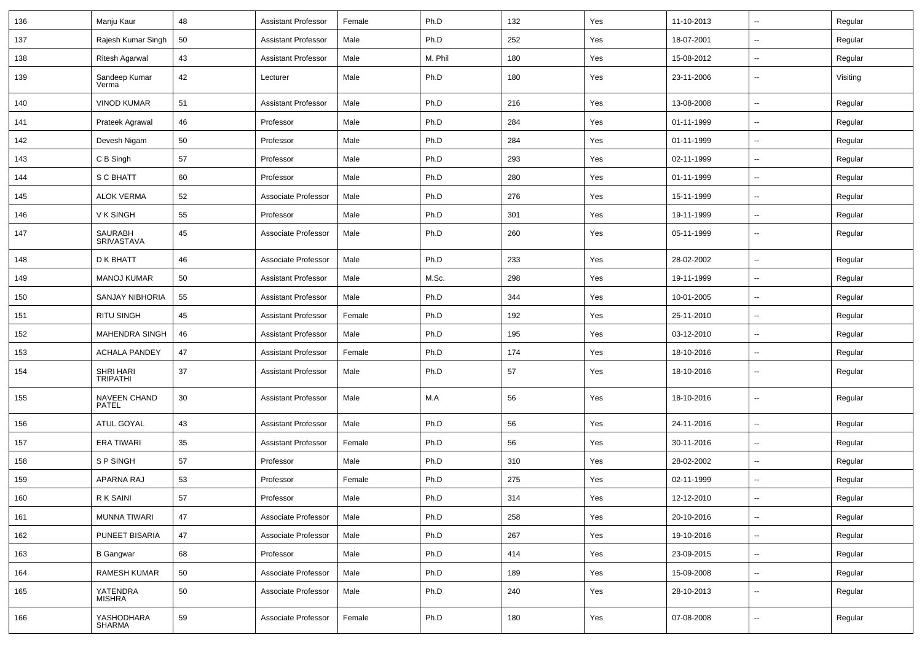| 136 | Manju Kaur | 48 | Assistant Professor | Female | Ph.D | 132 | Yes | 11-10-2013 | -- | Regular |
|---|---|---|---|---|---|---|---|---|---|---|
| 137 | Rajesh Kumar Singh | 50 | Assistant Professor | Male | Ph.D | 252 | Yes | 18-07-2001 | -- | Regular |
| 138 | Ritesh Agarwal | 43 | Assistant Professor | Male | M. Phil | 180 | Yes | 15-08-2012 | -- | Regular |
| 139 | Sandeep Kumar Verma | 42 | Lecturer | Male | Ph.D | 180 | Yes | 23-11-2006 | -- | Visiting |
| 140 | VINOD KUMAR | 51 | Assistant Professor | Male | Ph.D | 216 | Yes | 13-08-2008 | -- | Regular |
| 141 | Prateek Agrawal | 46 | Professor | Male | Ph.D | 284 | Yes | 01-11-1999 | -- | Regular |
| 142 | Devesh Nigam | 50 | Professor | Male | Ph.D | 284 | Yes | 01-11-1999 | -- | Regular |
| 143 | C B Singh | 57 | Professor | Male | Ph.D | 293 | Yes | 02-11-1999 | -- | Regular |
| 144 | S C BHATT | 60 | Professor | Male | Ph.D | 280 | Yes | 01-11-1999 | -- | Regular |
| 145 | ALOK VERMA | 52 | Associate Professor | Male | Ph.D | 276 | Yes | 15-11-1999 | -- | Regular |
| 146 | V K SINGH | 55 | Professor | Male | Ph.D | 301 | Yes | 19-11-1999 | -- | Regular |
| 147 | SAURABH SRIVASTAVA | 45 | Associate Professor | Male | Ph.D | 260 | Yes | 05-11-1999 | -- | Regular |
| 148 | D K BHATT | 46 | Associate Professor | Male | Ph.D | 233 | Yes | 28-02-2002 | -- | Regular |
| 149 | MANOJ KUMAR | 50 | Assistant Professor | Male | M.Sc. | 298 | Yes | 19-11-1999 | -- | Regular |
| 150 | SANJAY NIBHORIA | 55 | Assistant Professor | Male | Ph.D | 344 | Yes | 10-01-2005 | -- | Regular |
| 151 | RITU SINGH | 45 | Assistant Professor | Female | Ph.D | 192 | Yes | 25-11-2010 | -- | Regular |
| 152 | MAHENDRA SINGH | 46 | Assistant Professor | Male | Ph.D | 195 | Yes | 03-12-2010 | -- | Regular |
| 153 | ACHALA PANDEY | 47 | Assistant Professor | Female | Ph.D | 174 | Yes | 18-10-2016 | -- | Regular |
| 154 | SHRI HARI TRIPATHI | 37 | Assistant Professor | Male | Ph.D | 57 | Yes | 18-10-2016 | -- | Regular |
| 155 | NAVEEN CHAND PATEL | 30 | Assistant Professor | Male | M.A | 56 | Yes | 18-10-2016 | -- | Regular |
| 156 | ATUL GOYAL | 43 | Assistant Professor | Male | Ph.D | 56 | Yes | 24-11-2016 | -- | Regular |
| 157 | ERA TIWARI | 35 | Assistant Professor | Female | Ph.D | 56 | Yes | 30-11-2016 | -- | Regular |
| 158 | S P SINGH | 57 | Professor | Male | Ph.D | 310 | Yes | 28-02-2002 | -- | Regular |
| 159 | APARNA RAJ | 53 | Professor | Female | Ph.D | 275 | Yes | 02-11-1999 | -- | Regular |
| 160 | R K SAINI | 57 | Professor | Male | Ph.D | 314 | Yes | 12-12-2010 | -- | Regular |
| 161 | MUNNA TIWARI | 47 | Associate Professor | Male | Ph.D | 258 | Yes | 20-10-2016 | -- | Regular |
| 162 | PUNEET BISARIA | 47 | Associate Professor | Male | Ph.D | 267 | Yes | 19-10-2016 | -- | Regular |
| 163 | B Gangwar | 68 | Professor | Male | Ph.D | 414 | Yes | 23-09-2015 | -- | Regular |
| 164 | RAMESH KUMAR | 50 | Associate Professor | Male | Ph.D | 189 | Yes | 15-09-2008 | -- | Regular |
| 165 | YATENDRA MISHRA | 50 | Associate Professor | Male | Ph.D | 240 | Yes | 28-10-2013 | -- | Regular |
| 166 | YASHODHARA SHARMA | 59 | Associate Professor | Female | Ph.D | 180 | Yes | 07-08-2008 | -- | Regular |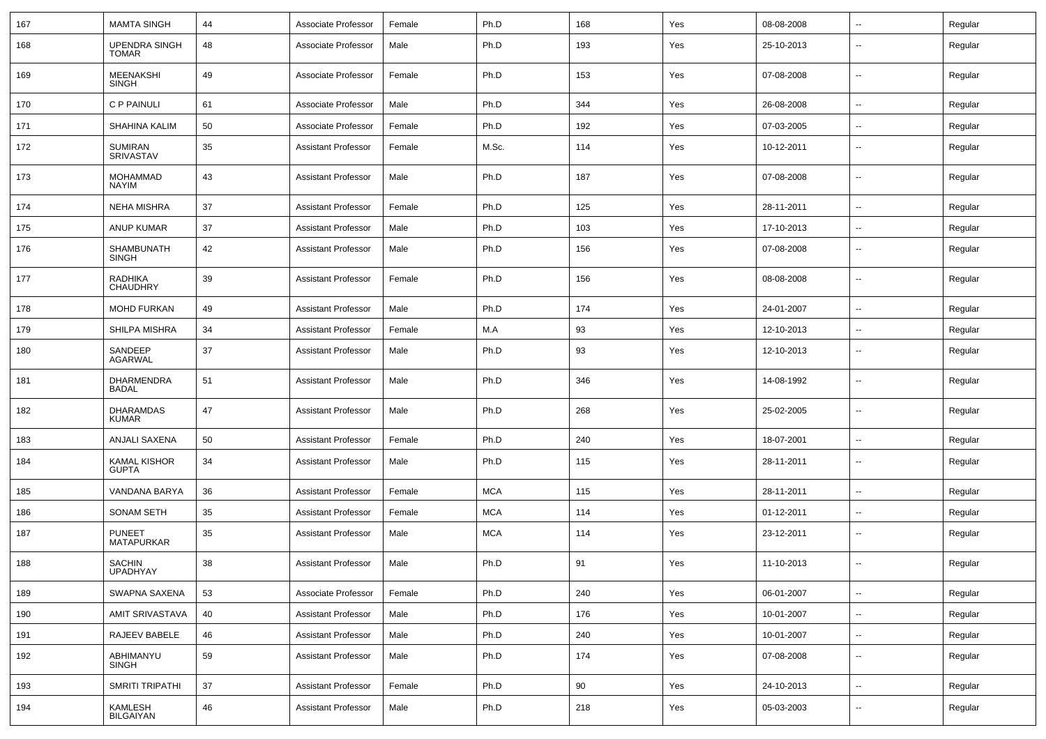| | | | | | | | | | | |
|---|---|---|---|---|---|---|---|---|---|---|
| 167 | MAMTA SINGH | 44 | Associate Professor | Female | Ph.D | 168 | Yes | 08-08-2008 | -- | Regular |
| 168 | UPENDRA SINGH TOMAR | 48 | Associate Professor | Male | Ph.D | 193 | Yes | 25-10-2013 | -- | Regular |
| 169 | MEENAKSHI SINGH | 49 | Associate Professor | Female | Ph.D | 153 | Yes | 07-08-2008 | -- | Regular |
| 170 | C P PAINULI | 61 | Associate Professor | Male | Ph.D | 344 | Yes | 26-08-2008 | -- | Regular |
| 171 | SHAHINA KALIM | 50 | Associate Professor | Female | Ph.D | 192 | Yes | 07-03-2005 | -- | Regular |
| 172 | SUMIRAN SRIVASTAV | 35 | Assistant Professor | Female | M.Sc. | 114 | Yes | 10-12-2011 | -- | Regular |
| 173 | MOHAMMAD NAYIM | 43 | Assistant Professor | Male | Ph.D | 187 | Yes | 07-08-2008 | -- | Regular |
| 174 | NEHA MISHRA | 37 | Assistant Professor | Female | Ph.D | 125 | Yes | 28-11-2011 | -- | Regular |
| 175 | ANUP KUMAR | 37 | Assistant Professor | Male | Ph.D | 103 | Yes | 17-10-2013 | -- | Regular |
| 176 | SHAMBUNATH SINGH | 42 | Assistant Professor | Male | Ph.D | 156 | Yes | 07-08-2008 | -- | Regular |
| 177 | RADHIKA CHAUDHRY | 39 | Assistant Professor | Female | Ph.D | 156 | Yes | 08-08-2008 | -- | Regular |
| 178 | MOHD FURKAN | 49 | Assistant Professor | Male | Ph.D | 174 | Yes | 24-01-2007 | -- | Regular |
| 179 | SHILPA MISHRA | 34 | Assistant Professor | Female | M.A | 93 | Yes | 12-10-2013 | -- | Regular |
| 180 | SANDEEP AGARWAL | 37 | Assistant Professor | Male | Ph.D | 93 | Yes | 12-10-2013 | -- | Regular |
| 181 | DHARMENDRA BADAL | 51 | Assistant Professor | Male | Ph.D | 346 | Yes | 14-08-1992 | -- | Regular |
| 182 | DHARAMDAS KUMAR | 47 | Assistant Professor | Male | Ph.D | 268 | Yes | 25-02-2005 | -- | Regular |
| 183 | ANJALI SAXENA | 50 | Assistant Professor | Female | Ph.D | 240 | Yes | 18-07-2001 | -- | Regular |
| 184 | KAMAL KISHOR GUPTA | 34 | Assistant Professor | Male | Ph.D | 115 | Yes | 28-11-2011 | -- | Regular |
| 185 | VANDANA BARYA | 36 | Assistant Professor | Female | MCA | 115 | Yes | 28-11-2011 | -- | Regular |
| 186 | SONAM SETH | 35 | Assistant Professor | Female | MCA | 114 | Yes | 01-12-2011 | -- | Regular |
| 187 | PUNEET MATAPURKAR | 35 | Assistant Professor | Male | MCA | 114 | Yes | 23-12-2011 | -- | Regular |
| 188 | SACHIN UPADHYAY | 38 | Assistant Professor | Male | Ph.D | 91 | Yes | 11-10-2013 | -- | Regular |
| 189 | SWAPNA SAXENA | 53 | Associate Professor | Female | Ph.D | 240 | Yes | 06-01-2007 | -- | Regular |
| 190 | AMIT SRIVASTAVA | 40 | Assistant Professor | Male | Ph.D | 176 | Yes | 10-01-2007 | -- | Regular |
| 191 | RAJEEV BABELE | 46 | Assistant Professor | Male | Ph.D | 240 | Yes | 10-01-2007 | -- | Regular |
| 192 | ABHIMANYU SINGH | 59 | Assistant Professor | Male | Ph.D | 174 | Yes | 07-08-2008 | -- | Regular |
| 193 | SMRITI TRIPATHI | 37 | Assistant Professor | Female | Ph.D | 90 | Yes | 24-10-2013 | -- | Regular |
| 194 | KAMLESH BILGAIYAN | 46 | Assistant Professor | Male | Ph.D | 218 | Yes | 05-03-2003 | -- | Regular |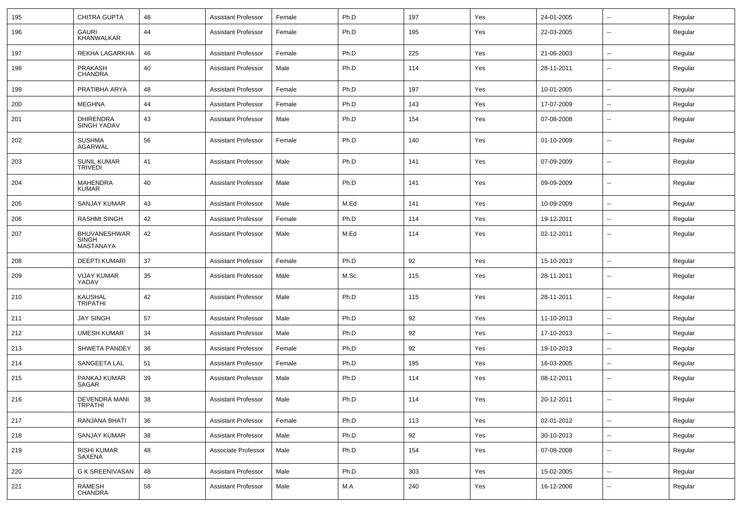| | | | | | | | | | | |
|---|---|---|---|---|---|---|---|---|---|---|
| 195 | CHITRA GUPTA | 48 | Assistant Professor | Female | Ph.D | 197 | Yes | 24-01-2005 | -- | Regular |
| 196 | GAURI KHANWALKAR | 44 | Assistant Professor | Female | Ph.D | 195 | Yes | 22-03-2005 | -- | Regular |
| 197 | REKHA LAGARKHA | 46 | Assistant Professor | Female | Ph.D | 225 | Yes | 21-06-2003 | -- | Regular |
| 198 | PRAKASH CHANDRA | 40 | Assistant Professor | Male | Ph.D | 114 | Yes | 28-11-2011 | -- | Regular |
| 199 | PRATIBHA ARYA | 48 | Assistant Professor | Female | Ph.D | 197 | Yes | 10-01-2005 | -- | Regular |
| 200 | MEGHNA | 44 | Assistant Professor | Female | Ph.D | 143 | Yes | 17-07-2009 | -- | Regular |
| 201 | DHIRENDRA SINGH YADAV | 43 | Assistant Professor | Male | Ph.D | 154 | Yes | 07-08-2008 | -- | Regular |
| 202 | SUSHMA AGARWAL | 56 | Assistant Professor | Female | Ph.D | 140 | Yes | 01-10-2009 | -- | Regular |
| 203 | SUNIL KUMAR TRIVEDI | 41 | Assistant Professor | Male | Ph.D | 141 | Yes | 07-09-2009 | -- | Regular |
| 204 | MAHENDRA KUMAR | 40 | Assistant Professor | Male | Ph.D | 141 | Yes | 09-09-2009 | -- | Regular |
| 205 | SANJAY KUMAR | 43 | Assistant Professor | Male | M.Ed | 141 | Yes | 10-09-2009 | -- | Regular |
| 206 | RASHMI SINGH | 42 | Assistant Professor | Female | Ph.D | 114 | Yes | 19-12-2011 | -- | Regular |
| 207 | BHUVANESHWAR SINGH MASTANAYA | 42 | Assistant Professor | Male | M.Ed | 114 | Yes | 02-12-2011 | -- | Regular |
| 208 | DEEPTI KUMARI | 37 | Assistant Professor | Female | Ph.D | 92 | Yes | 15-10-2013 | -- | Regular |
| 209 | VIJAY KUMAR YADAV | 35 | Assistant Professor | Male | M.Sc. | 115 | Yes | 28-11-2011 | -- | Regular |
| 210 | KAUSHAL TRIPATHI | 42 | Assistant Professor | Male | Ph.D | 115 | Yes | 28-11-2011 | -- | Regular |
| 211 | JAY SINGH | 57 | Assistant Professor | Male | Ph.D | 92 | Yes | 11-10-2013 | -- | Regular |
| 212 | UMESH KUMAR | 34 | Assistant Professor | Male | Ph.D | 92 | Yes | 17-10-2013 | -- | Regular |
| 213 | SHWETA PANDEY | 36 | Assistant Professor | Female | Ph.D | 92 | Yes | 19-10-2013 | -- | Regular |
| 214 | SANGEETA LAL | 51 | Assistant Professor | Female | Ph.D | 195 | Yes | 16-03-2005 | -- | Regular |
| 215 | PANKAJ KUMAR SAGAR | 39 | Assistant Professor | Male | Ph.D | 114 | Yes | 08-12-2011 | -- | Regular |
| 216 | DEVENDRA MANI TRPATHI | 38 | Assistant Professor | Male | Ph.D | 114 | Yes | 20-12-2011 | -- | Regular |
| 217 | RANJANA BHATI | 36 | Assistant Professor | Female | Ph.D | 113 | Yes | 02-01-2012 | -- | Regular |
| 218 | SANJAY KUMAR | 38 | Assistant Professor | Male | Ph.D | 92 | Yes | 30-10-2013 | -- | Regular |
| 219 | RISHI KUMAR SAXENA | 48 | Associate Professor | Male | Ph.D | 154 | Yes | 07-08-2008 | -- | Regular |
| 220 | G K SREENIVASAN | 48 | Assistant Professor | Male | Ph.D | 303 | Yes | 15-02-2005 | -- | Regular |
| 221 | RAMESH CHANDRA | 58 | Assistant Professor | Male | M.A | 240 | Yes | 16-12-2006 | -- | Regular |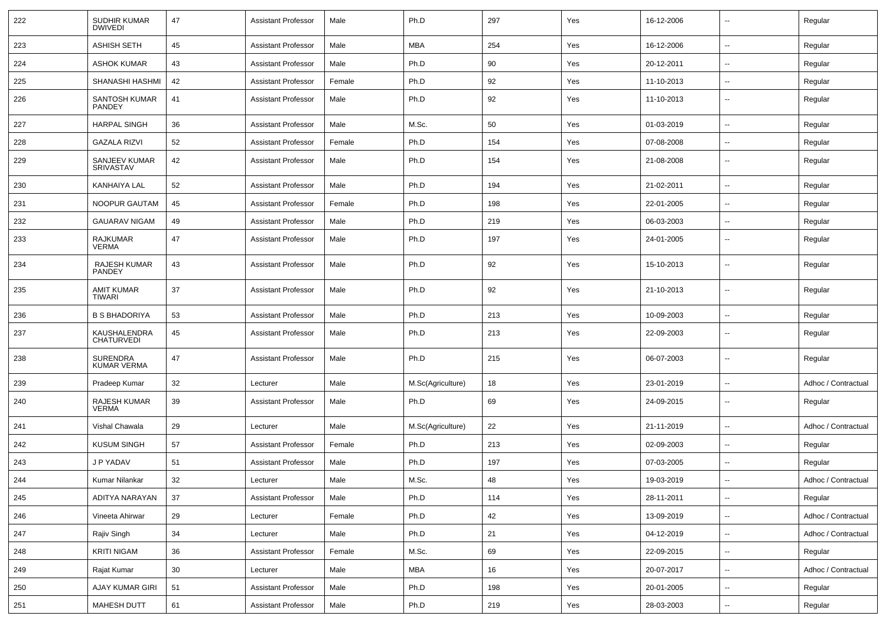| 222 | SUDHIR KUMAR DWIVEDI | 47 | Assistant Professor | Male | Ph.D | 297 | Yes | 16-12-2006 | -- | Regular |
|---|---|---|---|---|---|---|---|---|---|---|
| 223 | ASHISH SETH | 45 | Assistant Professor | Male | MBA | 254 | Yes | 16-12-2006 | -- | Regular |
| 224 | ASHOK KUMAR | 43 | Assistant Professor | Male | Ph.D | 90 | Yes | 20-12-2011 | -- | Regular |
| 225 | SHANASHI HASHMI | 42 | Assistant Professor | Female | Ph.D | 92 | Yes | 11-10-2013 | -- | Regular |
| 226 | SANTOSH KUMAR PANDEY | 41 | Assistant Professor | Male | Ph.D | 92 | Yes | 11-10-2013 | -- | Regular |
| 227 | HARPAL SINGH | 36 | Assistant Professor | Male | M.Sc. | 50 | Yes | 01-03-2019 | -- | Regular |
| 228 | GAZALA RIZVI | 52 | Assistant Professor | Female | Ph.D | 154 | Yes | 07-08-2008 | -- | Regular |
| 229 | SANJEEV KUMAR SRIVASTAV | 42 | Assistant Professor | Male | Ph.D | 154 | Yes | 21-08-2008 | -- | Regular |
| 230 | KANHAIYA LAL | 52 | Assistant Professor | Male | Ph.D | 194 | Yes | 21-02-2011 | -- | Regular |
| 231 | NOOPUR GAUTAM | 45 | Assistant Professor | Female | Ph.D | 198 | Yes | 22-01-2005 | -- | Regular |
| 232 | GAUARAV NIGAM | 49 | Assistant Professor | Male | Ph.D | 219 | Yes | 06-03-2003 | -- | Regular |
| 233 | RAJKUMAR VERMA | 47 | Assistant Professor | Male | Ph.D | 197 | Yes | 24-01-2005 | -- | Regular |
| 234 | RAJESH KUMAR PANDEY | 43 | Assistant Professor | Male | Ph.D | 92 | Yes | 15-10-2013 | -- | Regular |
| 235 | AMIT KUMAR TIWARI | 37 | Assistant Professor | Male | Ph.D | 92 | Yes | 21-10-2013 | -- | Regular |
| 236 | B S BHADORIYA | 53 | Assistant Professor | Male | Ph.D | 213 | Yes | 10-09-2003 | -- | Regular |
| 237 | KAUSHALENDRA CHATURVEDI | 45 | Assistant Professor | Male | Ph.D | 213 | Yes | 22-09-2003 | -- | Regular |
| 238 | SURENDRA KUMAR VERMA | 47 | Assistant Professor | Male | Ph.D | 215 | Yes | 06-07-2003 | -- | Regular |
| 239 | Pradeep Kumar | 32 | Lecturer | Male | M.Sc(Agriculture) | 18 | Yes | 23-01-2019 | -- | Adhoc / Contractual |
| 240 | RAJESH KUMAR VERMA | 39 | Assistant Professor | Male | Ph.D | 69 | Yes | 24-09-2015 | -- | Regular |
| 241 | Vishal Chawala | 29 | Lecturer | Male | M.Sc(Agriculture) | 22 | Yes | 21-11-2019 | -- | Adhoc / Contractual |
| 242 | KUSUM SINGH | 57 | Assistant Professor | Female | Ph.D | 213 | Yes | 02-09-2003 | -- | Regular |
| 243 | J P YADAV | 51 | Assistant Professor | Male | Ph.D | 197 | Yes | 07-03-2005 | -- | Regular |
| 244 | Kumar Nilankar | 32 | Lecturer | Male | M.Sc. | 48 | Yes | 19-03-2019 | -- | Adhoc / Contractual |
| 245 | ADITYA NARAYAN | 37 | Assistant Professor | Male | Ph.D | 114 | Yes | 28-11-2011 | -- | Regular |
| 246 | Vineeta Ahirwar | 29 | Lecturer | Female | Ph.D | 42 | Yes | 13-09-2019 | -- | Adhoc / Contractual |
| 247 | Rajiv Singh | 34 | Lecturer | Male | Ph.D | 21 | Yes | 04-12-2019 | -- | Adhoc / Contractual |
| 248 | KRITI NIGAM | 36 | Assistant Professor | Female | M.Sc. | 69 | Yes | 22-09-2015 | -- | Regular |
| 249 | Rajat Kumar | 30 | Lecturer | Male | MBA | 16 | Yes | 20-07-2017 | -- | Adhoc / Contractual |
| 250 | AJAY KUMAR GIRI | 51 | Assistant Professor | Male | Ph.D | 198 | Yes | 20-01-2005 | -- | Regular |
| 251 | MAHESH DUTT | 61 | Assistant Professor | Male | Ph.D | 219 | Yes | 28-03-2003 | -- | Regular |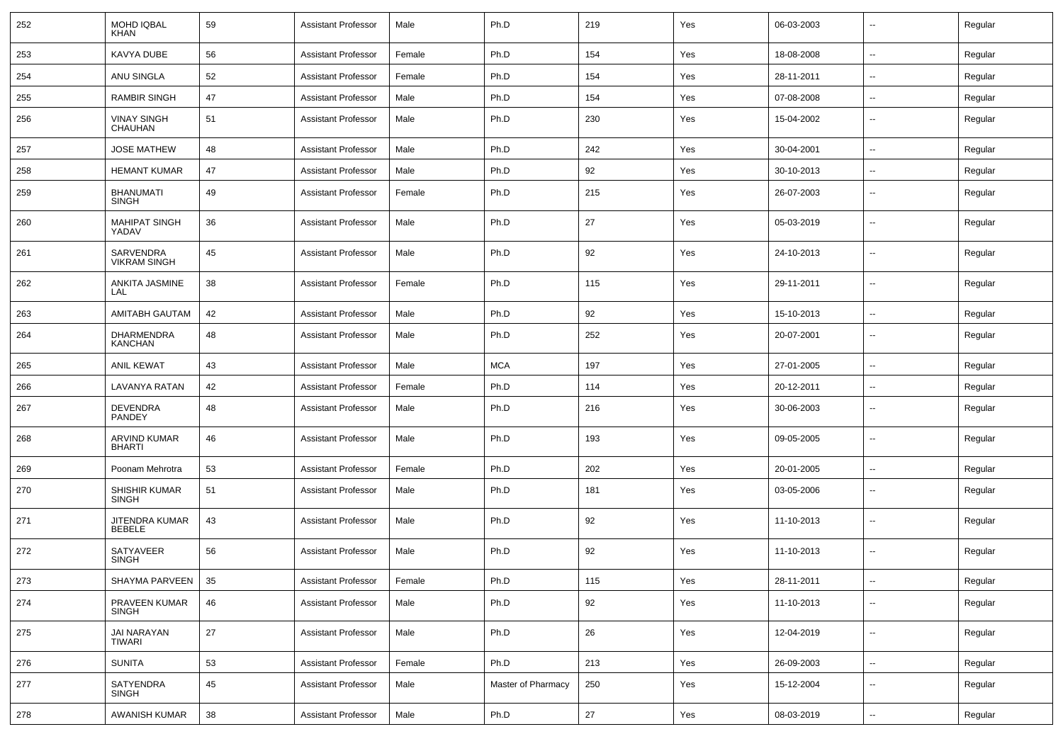| 252 | MOHD IQBAL KHAN | 59 | Assistant Professor | Male | Ph.D | 219 | Yes | 06-03-2003 | -- | Regular |
|---|---|---|---|---|---|---|---|---|---|---|
| 253 | KAVYA DUBE | 56 | Assistant Professor | Female | Ph.D | 154 | Yes | 18-08-2008 | -- | Regular |
| 254 | ANU SINGLA | 52 | Assistant Professor | Female | Ph.D | 154 | Yes | 28-11-2011 | -- | Regular |
| 255 | RAMBIR SINGH | 47 | Assistant Professor | Male | Ph.D | 154 | Yes | 07-08-2008 | -- | Regular |
| 256 | VINAY SINGH CHAUHAN | 51 | Assistant Professor | Male | Ph.D | 230 | Yes | 15-04-2002 | -- | Regular |
| 257 | JOSE MATHEW | 48 | Assistant Professor | Male | Ph.D | 242 | Yes | 30-04-2001 | -- | Regular |
| 258 | HEMANT KUMAR | 47 | Assistant Professor | Male | Ph.D | 92 | Yes | 30-10-2013 | -- | Regular |
| 259 | BHANUMATI SINGH | 49 | Assistant Professor | Female | Ph.D | 215 | Yes | 26-07-2003 | -- | Regular |
| 260 | MAHIPAT SINGH YADAV | 36 | Assistant Professor | Male | Ph.D | 27 | Yes | 05-03-2019 | -- | Regular |
| 261 | SARVENDRA VIKRAM SINGH | 45 | Assistant Professor | Male | Ph.D | 92 | Yes | 24-10-2013 | -- | Regular |
| 262 | ANKITA JASMINE LAL | 38 | Assistant Professor | Female | Ph.D | 115 | Yes | 29-11-2011 | -- | Regular |
| 263 | AMITABH GAUTAM | 42 | Assistant Professor | Male | Ph.D | 92 | Yes | 15-10-2013 | -- | Regular |
| 264 | DHARMENDRA KANCHAN | 48 | Assistant Professor | Male | Ph.D | 252 | Yes | 20-07-2001 | -- | Regular |
| 265 | ANIL KEWAT | 43 | Assistant Professor | Male | MCA | 197 | Yes | 27-01-2005 | -- | Regular |
| 266 | LAVANYA RATAN | 42 | Assistant Professor | Female | Ph.D | 114 | Yes | 20-12-2011 | -- | Regular |
| 267 | DEVENDRA PANDEY | 48 | Assistant Professor | Male | Ph.D | 216 | Yes | 30-06-2003 | -- | Regular |
| 268 | ARVIND KUMAR BHARTI | 46 | Assistant Professor | Male | Ph.D | 193 | Yes | 09-05-2005 | -- | Regular |
| 269 | Poonam Mehrotra | 53 | Assistant Professor | Female | Ph.D | 202 | Yes | 20-01-2005 | -- | Regular |
| 270 | SHISHIR KUMAR SINGH | 51 | Assistant Professor | Male | Ph.D | 181 | Yes | 03-05-2006 | -- | Regular |
| 271 | JITENDRA KUMAR BEBELE | 43 | Assistant Professor | Male | Ph.D | 92 | Yes | 11-10-2013 | -- | Regular |
| 272 | SATYAVEER SINGH | 56 | Assistant Professor | Male | Ph.D | 92 | Yes | 11-10-2013 | -- | Regular |
| 273 | SHAYMA PARVEEN | 35 | Assistant Professor | Female | Ph.D | 115 | Yes | 28-11-2011 | -- | Regular |
| 274 | PRAVEEN KUMAR SINGH | 46 | Assistant Professor | Male | Ph.D | 92 | Yes | 11-10-2013 | -- | Regular |
| 275 | JAI NARAYAN TIWARI | 27 | Assistant Professor | Male | Ph.D | 26 | Yes | 12-04-2019 | -- | Regular |
| 276 | SUNITA | 53 | Assistant Professor | Female | Ph.D | 213 | Yes | 26-09-2003 | -- | Regular |
| 277 | SATYENDRA SINGH | 45 | Assistant Professor | Male | Master of Pharmacy | 250 | Yes | 15-12-2004 | -- | Regular |
| 278 | AWANISH KUMAR | 38 | Assistant Professor | Male | Ph.D | 27 | Yes | 08-03-2019 | -- | Regular |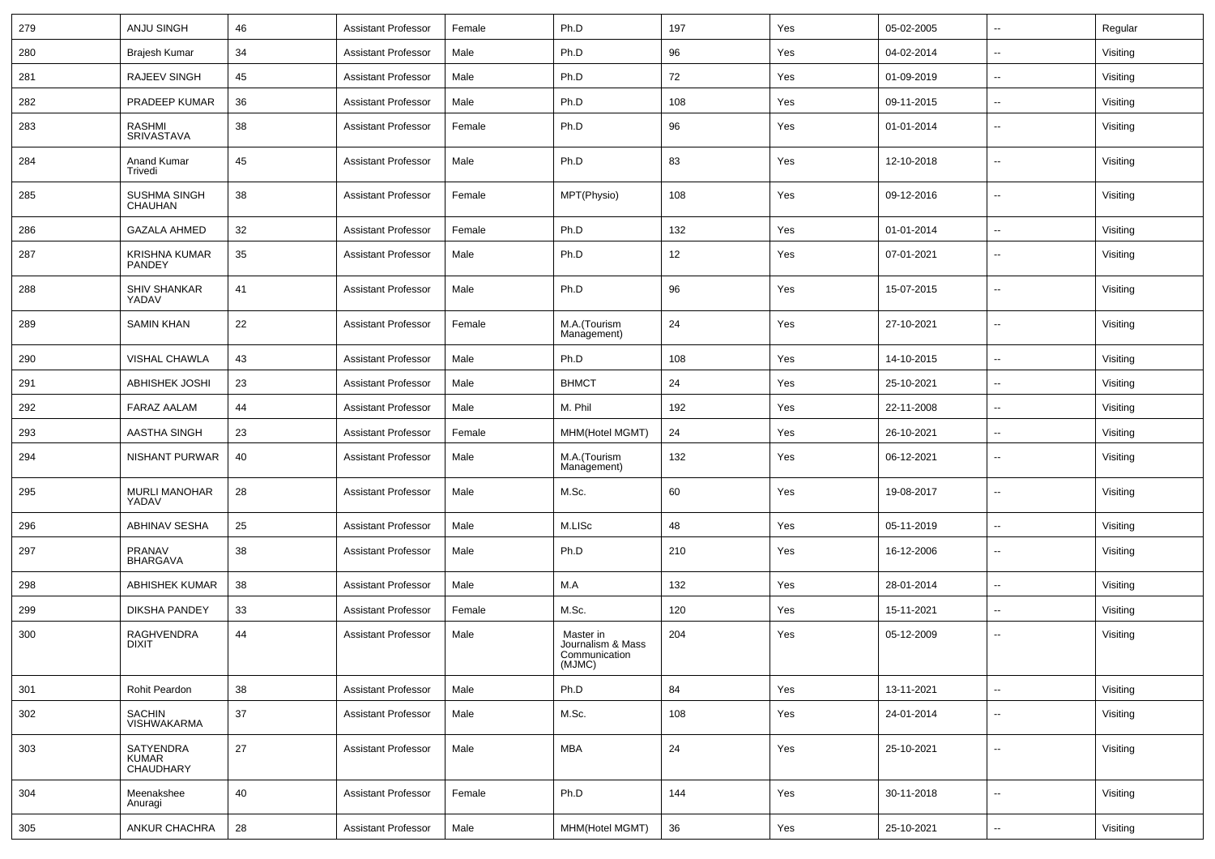| 279 | ANJU SINGH | 46 | Assistant Professor | Female | Ph.D | 197 | Yes | 05-02-2005 | -- | Regular |
|---|---|---|---|---|---|---|---|---|---|---|
| 280 | Brajesh Kumar | 34 | Assistant Professor | Male | Ph.D | 96 | Yes | 04-02-2014 | -- | Visiting |
| 281 | RAJEEV SINGH | 45 | Assistant Professor | Male | Ph.D | 72 | Yes | 01-09-2019 | -- | Visiting |
| 282 | PRADEEP KUMAR | 36 | Assistant Professor | Male | Ph.D | 108 | Yes | 09-11-2015 | -- | Visiting |
| 283 | RASHMI SRIVASTAVA | 38 | Assistant Professor | Female | Ph.D | 96 | Yes | 01-01-2014 | -- | Visiting |
| 284 | Anand Kumar Trivedi | 45 | Assistant Professor | Male | Ph.D | 83 | Yes | 12-10-2018 | -- | Visiting |
| 285 | SUSHMA SINGH CHAUHAN | 38 | Assistant Professor | Female | MPT(Physio) | 108 | Yes | 09-12-2016 | -- | Visiting |
| 286 | GAZALA AHMED | 32 | Assistant Professor | Female | Ph.D | 132 | Yes | 01-01-2014 | -- | Visiting |
| 287 | KRISHNA KUMAR PANDEY | 35 | Assistant Professor | Male | Ph.D | 12 | Yes | 07-01-2021 | -- | Visiting |
| 288 | SHIV SHANKAR YADAV | 41 | Assistant Professor | Male | Ph.D | 96 | Yes | 15-07-2015 | -- | Visiting |
| 289 | SAMIN KHAN | 22 | Assistant Professor | Female | M.A.(Tourism Management) | 24 | Yes | 27-10-2021 | -- | Visiting |
| 290 | VISHAL CHAWLA | 43 | Assistant Professor | Male | Ph.D | 108 | Yes | 14-10-2015 | -- | Visiting |
| 291 | ABHISHEK JOSHI | 23 | Assistant Professor | Male | BHMCT | 24 | Yes | 25-10-2021 | -- | Visiting |
| 292 | FARAZ AALAM | 44 | Assistant Professor | Male | M. Phil | 192 | Yes | 22-11-2008 | -- | Visiting |
| 293 | AASTHA SINGH | 23 | Assistant Professor | Female | MHM(Hotel MGMT) | 24 | Yes | 26-10-2021 | -- | Visiting |
| 294 | NISHANT PURWAR | 40 | Assistant Professor | Male | M.A.(Tourism Management) | 132 | Yes | 06-12-2021 | -- | Visiting |
| 295 | MURLI MANOHAR YADAV | 28 | Assistant Professor | Male | M.Sc. | 60 | Yes | 19-08-2017 | -- | Visiting |
| 296 | ABHINAV SESHA | 25 | Assistant Professor | Male | M.LISc | 48 | Yes | 05-11-2019 | -- | Visiting |
| 297 | PRANAV BHARGAVA | 38 | Assistant Professor | Male | Ph.D | 210 | Yes | 16-12-2006 | -- | Visiting |
| 298 | ABHISHEK KUMAR | 38 | Assistant Professor | Male | M.A | 132 | Yes | 28-01-2014 | -- | Visiting |
| 299 | DIKSHA PANDEY | 33 | Assistant Professor | Female | M.Sc. | 120 | Yes | 15-11-2021 | -- | Visiting |
| 300 | RAGHVENDRA DIXIT | 44 | Assistant Professor | Male | Master in Journalism & Mass Communication (MJMC) | 204 | Yes | 05-12-2009 | -- | Visiting |
| 301 | Rohit Peardon | 38 | Assistant Professor | Male | Ph.D | 84 | Yes | 13-11-2021 | -- | Visiting |
| 302 | SACHIN VISHWAKARMA | 37 | Assistant Professor | Male | M.Sc. | 108 | Yes | 24-01-2014 | -- | Visiting |
| 303 | SATYENDRA KUMAR CHAUDHARY | 27 | Assistant Professor | Male | MBA | 24 | Yes | 25-10-2021 | -- | Visiting |
| 304 | Meenakshee Anuragi | 40 | Assistant Professor | Female | Ph.D | 144 | Yes | 30-11-2018 | -- | Visiting |
| 305 | ANKUR CHACHRA | 28 | Assistant Professor | Male | MHM(Hotel MGMT) | 36 | Yes | 25-10-2021 | -- | Visiting |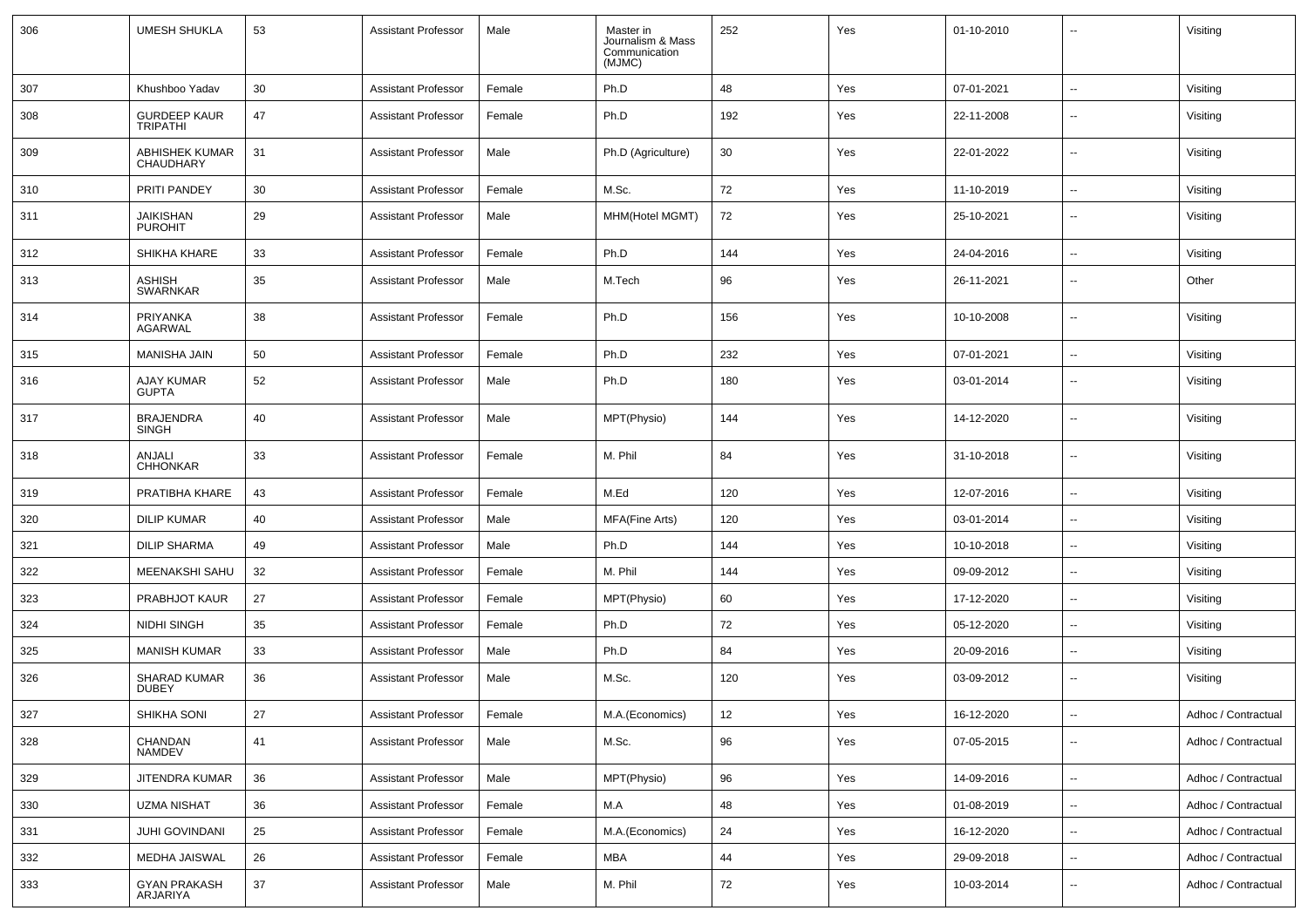| 306 | UMESH SHUKLA | 53 | Assistant Professor | Male | Master in Journalism & Mass Communication (MJMC) | 252 | Yes | 01-10-2010 | -- | Visiting |
|---|---|---|---|---|---|---|---|---|---|---|
| 307 | Khushboo Yadav | 30 | Assistant Professor | Female | Ph.D | 48 | Yes | 07-01-2021 | -- | Visiting |
| 308 | GURDEEP KAUR TRIPATHI | 47 | Assistant Professor | Female | Ph.D | 192 | Yes | 22-11-2008 | -- | Visiting |
| 309 | ABHISHEK KUMAR CHAUDHARY | 31 | Assistant Professor | Male | Ph.D (Agriculture) | 30 | Yes | 22-01-2022 | -- | Visiting |
| 310 | PRITI PANDEY | 30 | Assistant Professor | Female | M.Sc. | 72 | Yes | 11-10-2019 | -- | Visiting |
| 311 | JAIKISHAN PUROHIT | 29 | Assistant Professor | Male | MHM(Hotel MGMT) | 72 | Yes | 25-10-2021 | -- | Visiting |
| 312 | SHIKHA KHARE | 33 | Assistant Professor | Female | Ph.D | 144 | Yes | 24-04-2016 | -- | Visiting |
| 313 | ASHISH SWARNKAR | 35 | Assistant Professor | Male | M.Tech | 96 | Yes | 26-11-2021 | -- | Other |
| 314 | PRIYANKA AGARWAL | 38 | Assistant Professor | Female | Ph.D | 156 | Yes | 10-10-2008 | -- | Visiting |
| 315 | MANISHA JAIN | 50 | Assistant Professor | Female | Ph.D | 232 | Yes | 07-01-2021 | -- | Visiting |
| 316 | AJAY KUMAR GUPTA | 52 | Assistant Professor | Male | Ph.D | 180 | Yes | 03-01-2014 | -- | Visiting |
| 317 | BRAJENDRA SINGH | 40 | Assistant Professor | Male | MPT(Physio) | 144 | Yes | 14-12-2020 | -- | Visiting |
| 318 | ANJALI CHHONKAR | 33 | Assistant Professor | Female | M. Phil | 84 | Yes | 31-10-2018 | -- | Visiting |
| 319 | PRATIBHA KHARE | 43 | Assistant Professor | Female | M.Ed | 120 | Yes | 12-07-2016 | -- | Visiting |
| 320 | DILIP KUMAR | 40 | Assistant Professor | Male | MFA(Fine Arts) | 120 | Yes | 03-01-2014 | -- | Visiting |
| 321 | DILIP SHARMA | 49 | Assistant Professor | Male | Ph.D | 144 | Yes | 10-10-2018 | -- | Visiting |
| 322 | MEENAKSHI SAHU | 32 | Assistant Professor | Female | M. Phil | 144 | Yes | 09-09-2012 | -- | Visiting |
| 323 | PRABHJOT KAUR | 27 | Assistant Professor | Female | MPT(Physio) | 60 | Yes | 17-12-2020 | -- | Visiting |
| 324 | NIDHI SINGH | 35 | Assistant Professor | Female | Ph.D | 72 | Yes | 05-12-2020 | -- | Visiting |
| 325 | MANISH KUMAR | 33 | Assistant Professor | Male | Ph.D | 84 | Yes | 20-09-2016 | -- | Visiting |
| 326 | SHARAD KUMAR DUBEY | 36 | Assistant Professor | Male | M.Sc. | 120 | Yes | 03-09-2012 | -- | Visiting |
| 327 | SHIKHA SONI | 27 | Assistant Professor | Female | M.A.(Economics) | 12 | Yes | 16-12-2020 | -- | Adhoc / Contractual |
| 328 | CHANDAN NAMDEV | 41 | Assistant Professor | Male | M.Sc. | 96 | Yes | 07-05-2015 | -- | Adhoc / Contractual |
| 329 | JITENDRA KUMAR | 36 | Assistant Professor | Male | MPT(Physio) | 96 | Yes | 14-09-2016 | -- | Adhoc / Contractual |
| 330 | UZMA NISHAT | 36 | Assistant Professor | Female | M.A | 48 | Yes | 01-08-2019 | -- | Adhoc / Contractual |
| 331 | JUHI GOVINDANI | 25 | Assistant Professor | Female | M.A.(Economics) | 24 | Yes | 16-12-2020 | -- | Adhoc / Contractual |
| 332 | MEDHA JAISWAL | 26 | Assistant Professor | Female | MBA | 44 | Yes | 29-09-2018 | -- | Adhoc / Contractual |
| 333 | GYAN PRAKASH ARJARIYA | 37 | Assistant Professor | Male | M. Phil | 72 | Yes | 10-03-2014 | -- | Adhoc / Contractual |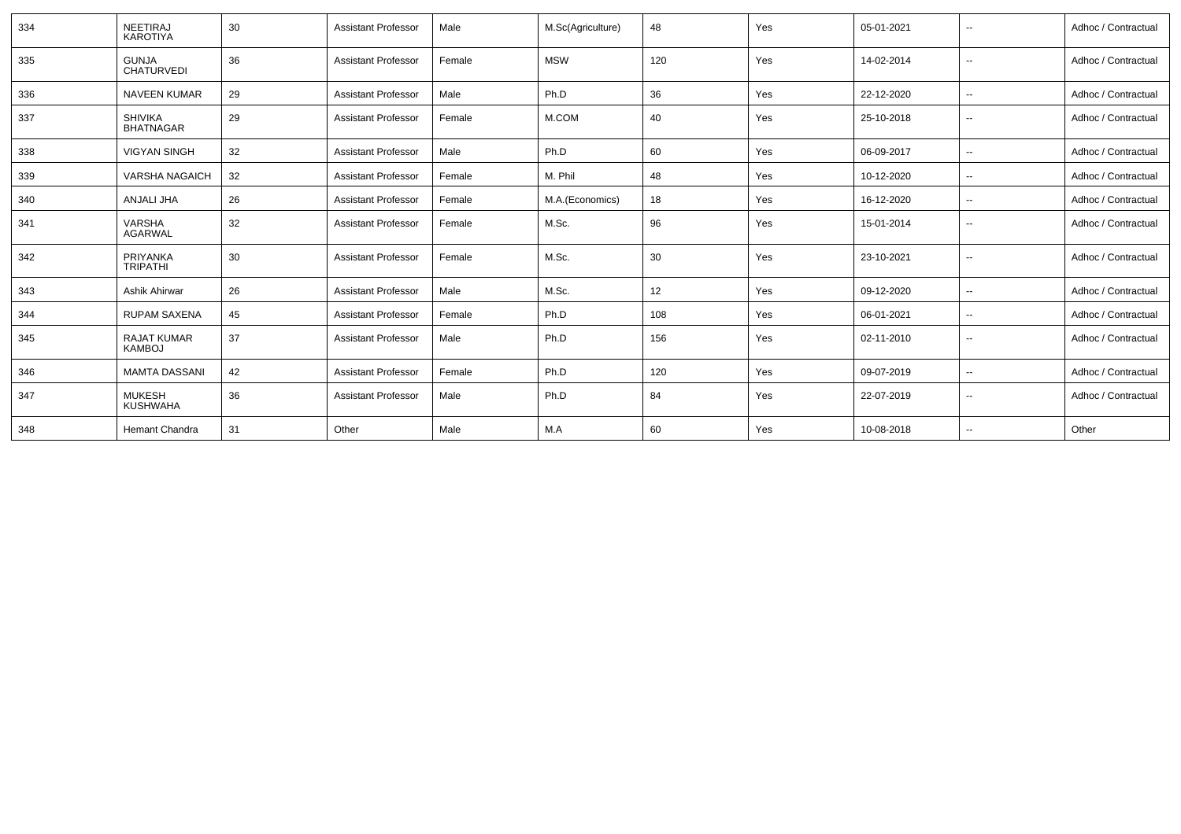| | | | | | | | | | | |
|---|---|---|---|---|---|---|---|---|---|---|
| 334 | NEETIRAJ KAROTIYA | 30 | Assistant Professor | Male | M.Sc(Agriculture) | 48 | Yes | 05-01-2021 | -- | Adhoc / Contractual |
| 335 | GUNJA CHATURVEDI | 36 | Assistant Professor | Female | MSW | 120 | Yes | 14-02-2014 | -- | Adhoc / Contractual |
| 336 | NAVEEN KUMAR | 29 | Assistant Professor | Male | Ph.D | 36 | Yes | 22-12-2020 | -- | Adhoc / Contractual |
| 337 | SHIVIKA BHATNAGAR | 29 | Assistant Professor | Female | M.COM | 40 | Yes | 25-10-2018 | -- | Adhoc / Contractual |
| 338 | VIGYAN SINGH | 32 | Assistant Professor | Male | Ph.D | 60 | Yes | 06-09-2017 | -- | Adhoc / Contractual |
| 339 | VARSHA NAGAICH | 32 | Assistant Professor | Female | M. Phil | 48 | Yes | 10-12-2020 | -- | Adhoc / Contractual |
| 340 | ANJALI JHA | 26 | Assistant Professor | Female | M.A.(Economics) | 18 | Yes | 16-12-2020 | -- | Adhoc / Contractual |
| 341 | VARSHA AGARWAL | 32 | Assistant Professor | Female | M.Sc. | 96 | Yes | 15-01-2014 | -- | Adhoc / Contractual |
| 342 | PRIYANKA TRIPATHI | 30 | Assistant Professor | Female | M.Sc. | 30 | Yes | 23-10-2021 | -- | Adhoc / Contractual |
| 343 | Ashik Ahirwar | 26 | Assistant Professor | Male | M.Sc. | 12 | Yes | 09-12-2020 | -- | Adhoc / Contractual |
| 344 | RUPAM SAXENA | 45 | Assistant Professor | Female | Ph.D | 108 | Yes | 06-01-2021 | -- | Adhoc / Contractual |
| 345 | RAJAT KUMAR KAMBOJ | 37 | Assistant Professor | Male | Ph.D | 156 | Yes | 02-11-2010 | -- | Adhoc / Contractual |
| 346 | MAMTA DASSANI | 42 | Assistant Professor | Female | Ph.D | 120 | Yes | 09-07-2019 | -- | Adhoc / Contractual |
| 347 | MUKESH KUSHWAHA | 36 | Assistant Professor | Male | Ph.D | 84 | Yes | 22-07-2019 | -- | Adhoc / Contractual |
| 348 | Hemant Chandra | 31 | Other | Male | M.A | 60 | Yes | 10-08-2018 | -- | Other |